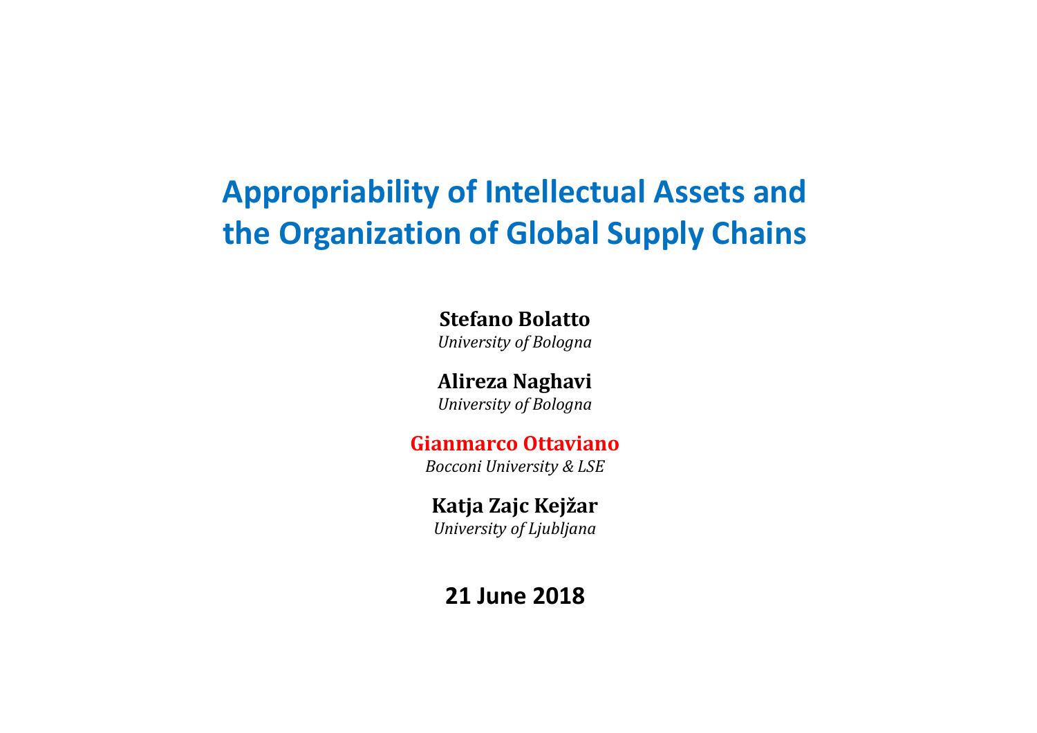# Appropriability of Intellectual Assets and the Organization of Global Supply Chains

**Stefano Bolatto**
*University of Bologna*

**Alireza Naghavi**
*University of Bologna*

**Gianmarco Ottaviano**
*Bocconi University & LSE*

**Katja Zajc Kejžar**
*University of Ljubljana*

**21 June 2018**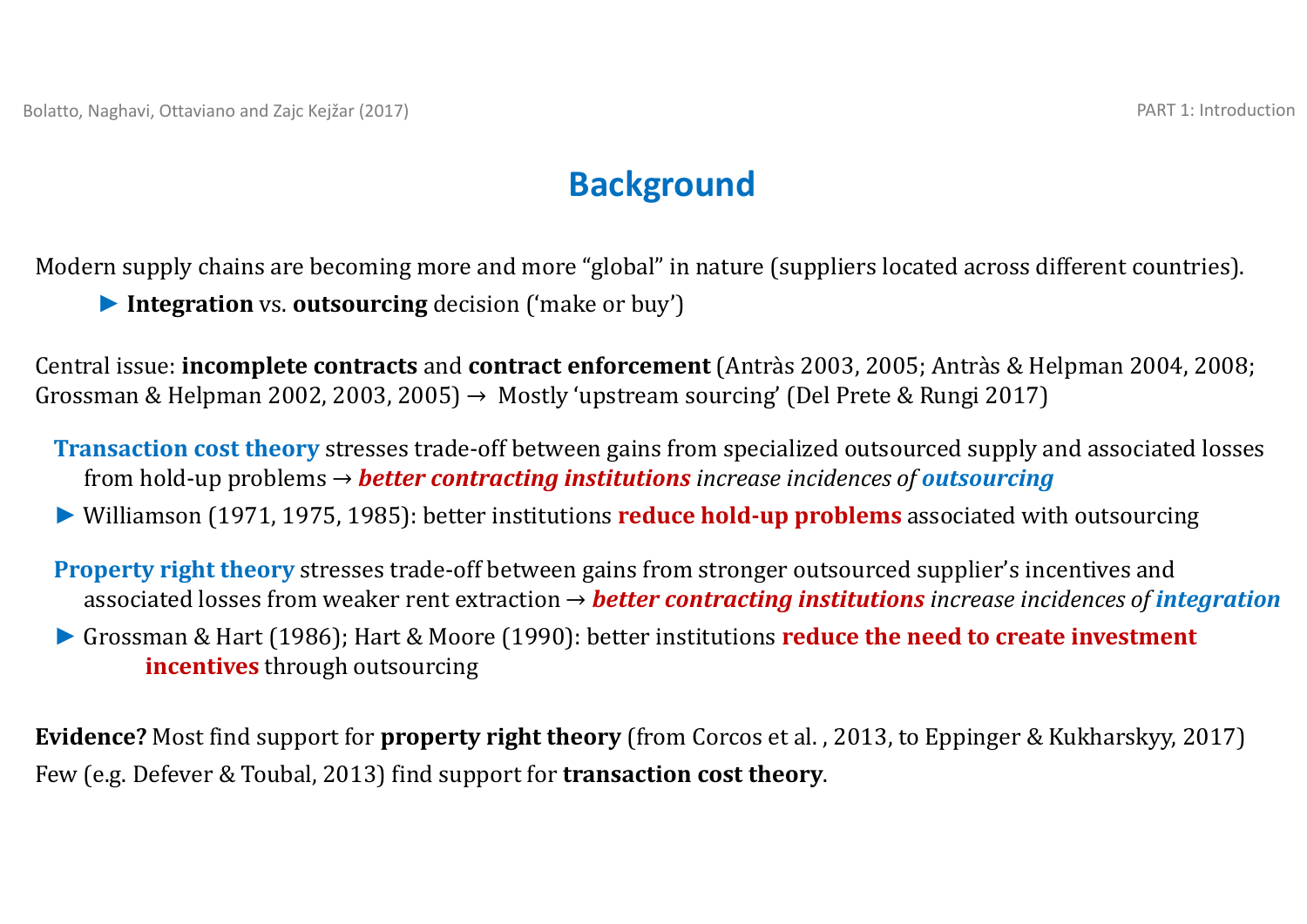# Background

Modern supply chains are becoming more and more “global” in nature (suppliers located across different countries).

► **Integration** vs. **outsourcing** decision (‘make or buy’)

Central issue: **incomplete contracts** and **contract enforcement** (Antràs 2003, 2005; Antràs & Helpman 2004, 2008; Grossman & Helpman 2002, 2003, 2005) → Mostly ‘upstream sourcing’ (Del Prete & Rungi 2017)

**Transaction cost theory** stresses trade-off between gains from specialized outsourced supply and associated losses from hold-up problems → ***better contracting institutions*** *increase incidences of* ***outsourcing***

► Williamson (1971, 1975, 1985): better institutions **reduce hold-up problems** associated with outsourcing

**Property right theory** stresses trade-off between gains from stronger outsourced supplier’s incentives and associated losses from weaker rent extraction → ***better contracting institutions*** *increase incidences of* ***integration***

► Grossman & Hart (1986); Hart & Moore (1990): better institutions **reduce the need to create investment incentives** through outsourcing

**Evidence?** Most find support for **property right theory** (from Corcos et al. , 2013, to Eppinger & Kukharskyy, 2017)

Few (e.g. Defever & Toubal, 2013) find support for **transaction cost theory**.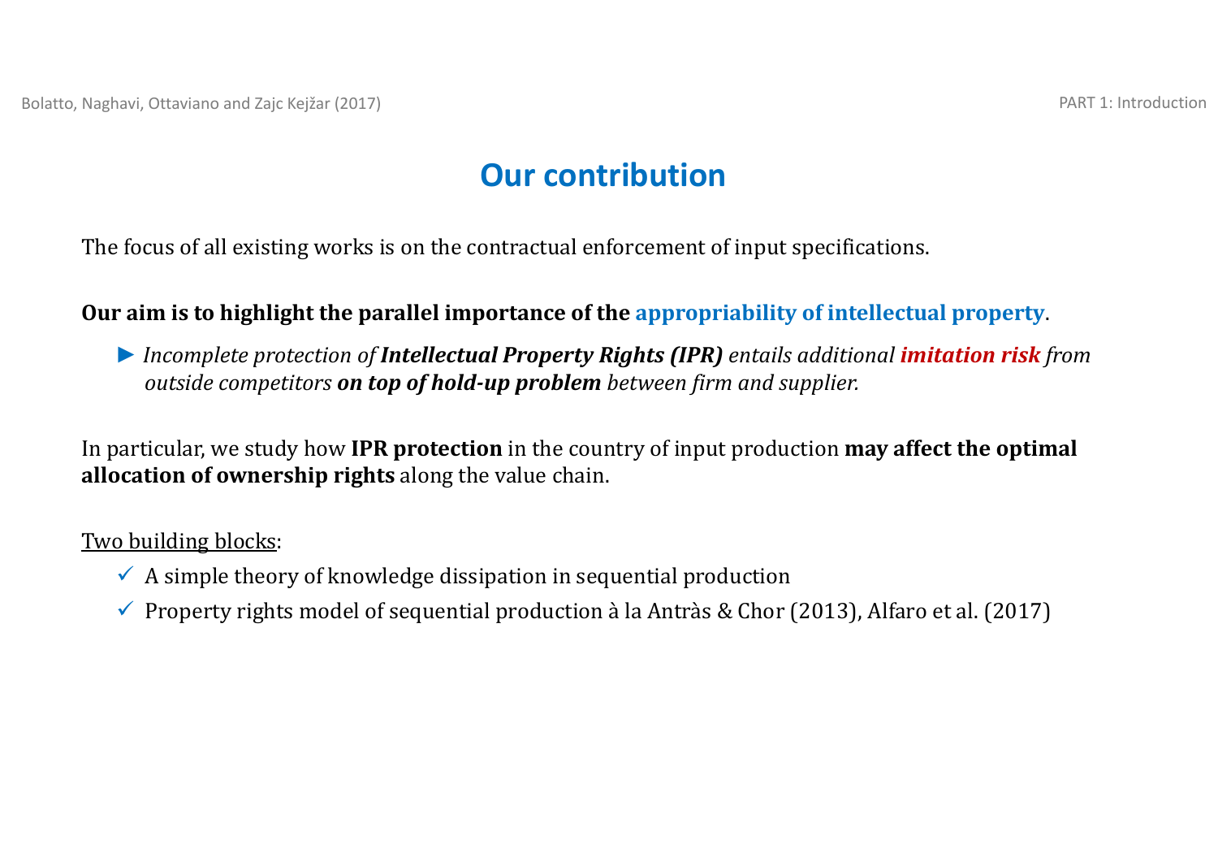# Our contribution

The focus of all existing works is on the contractual enforcement of input specifications.

**Our aim is to highlight the parallel importance of the appropriability of intellectual property**.

► *Incomplete protection of* ***Intellectual Property Rights (IPR)*** *entails additional* ***imitation risk*** *from outside competitors* ***on top of hold-up problem*** *between firm and supplier.*

In particular, we study how **IPR protection** in the country of input production **may affect the optimal allocation of ownership rights** along the value chain.

Two building blocks:

- ✓ A simple theory of knowledge dissipation in sequential production
- ✓ Property rights model of sequential production à la Antràs & Chor (2013), Alfaro et al. (2017)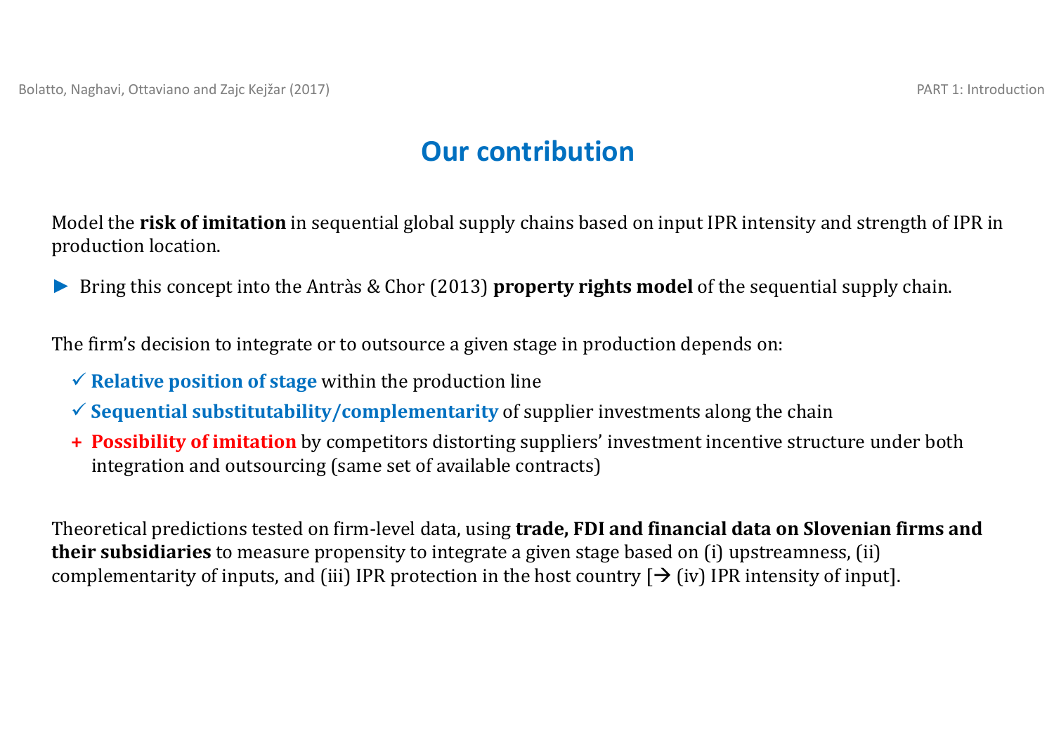## Our contribution

Model the **risk of imitation** in sequential global supply chains based on input IPR intensity and strength of IPR in production location.

► Bring this concept into the Antràs & Chor (2013) **property rights model** of the sequential supply chain.

The firm's decision to integrate or to outsource a given stage in production depends on:

- ✓ **Relative position of stage** within the production line
- ✓ **Sequential substitutability/complementarity** of supplier investments along the chain
- \+ **Possibility of imitation** by competitors distorting suppliers' investment incentive structure under both integration and outsourcing (same set of available contracts)

Theoretical predictions tested on firm-level data, using **trade, FDI and financial data on Slovenian firms and their subsidiaries** to measure propensity to integrate a given stage based on (i) upstreamness, (ii) complementarity of inputs, and (iii) IPR protection in the host country [→ (iv) IPR intensity of input].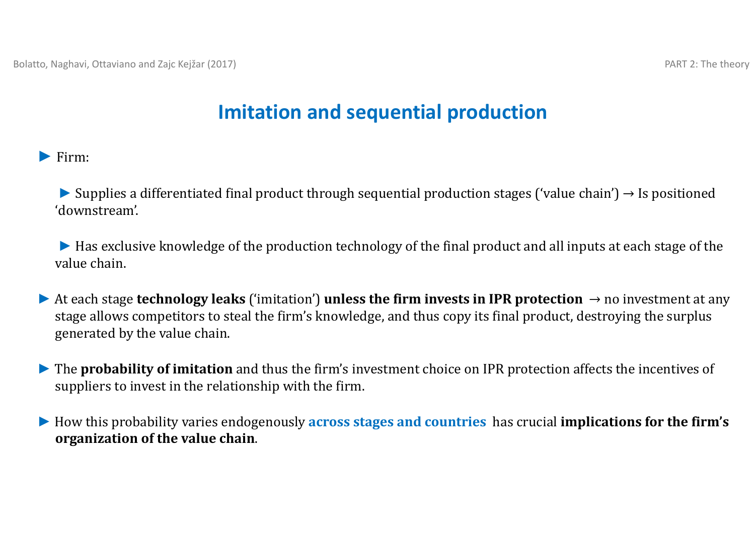# Imitation and sequential production

- Firm:
  - Supplies a differentiated final product through sequential production stages ('value chain') → Is positioned 'downstream'.
  - Has exclusive knowledge of the production technology of the final product and all inputs at each stage of the value chain.
- At each stage **technology leaks** ('imitation') **unless the firm invests in IPR protection** → no investment at any stage allows competitors to steal the firm's knowledge, and thus copy its final product, destroying the surplus generated by the value chain.
- The **probability of imitation** and thus the firm's investment choice on IPR protection affects the incentives of suppliers to invest in the relationship with the firm.
- How this probability varies endogenously **across stages and countries** has crucial **implications for the firm's organization of the value chain**.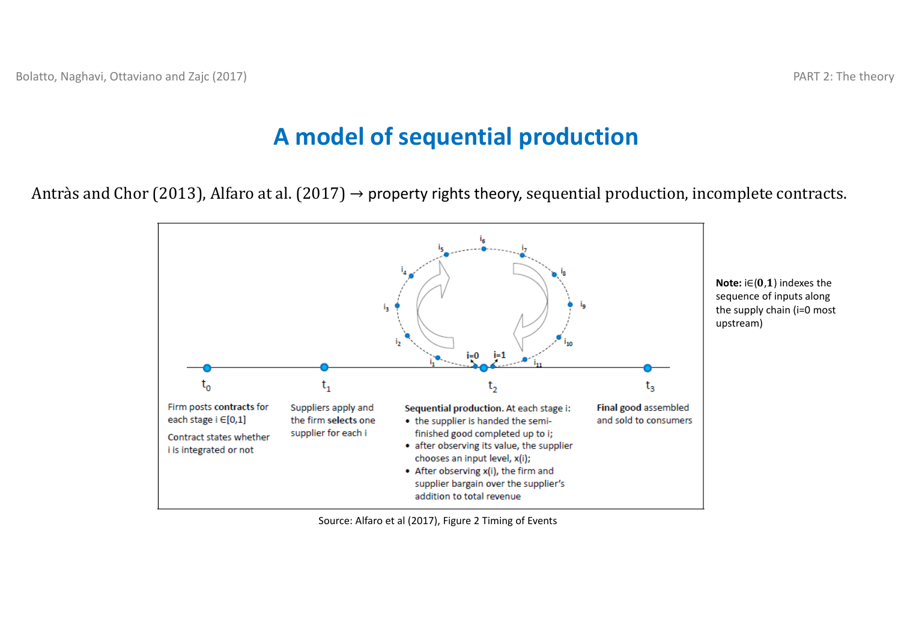# A model of sequential production

Antràs and Chor (2013), Alfaro at al. (2017) → property rights theory, sequential production, incomplete contracts.

$t_0$

Firm posts **contracts** for each stage i ∈[0,1]

Contract states whether i is integrated or not

$t_1$

Suppliers apply and the firm **selects** one supplier for each i

$t_2$

**Sequential production.** At each stage i:

- the supplier is handed the semi-finished good completed up to i;
- after observing its value, the supplier chooses an input level, x(i);
- After observing x(i), the firm and supplier bargain over the supplier's addition to total revenue

$t_3$

**Final good** assembled and sold to consumers

Source: Alfaro et al (2017), Figure 2 Timing of Events

**Note:** i∈(**0**,**1**) indexes the sequence of inputs along the supply chain (i=0 most upstream)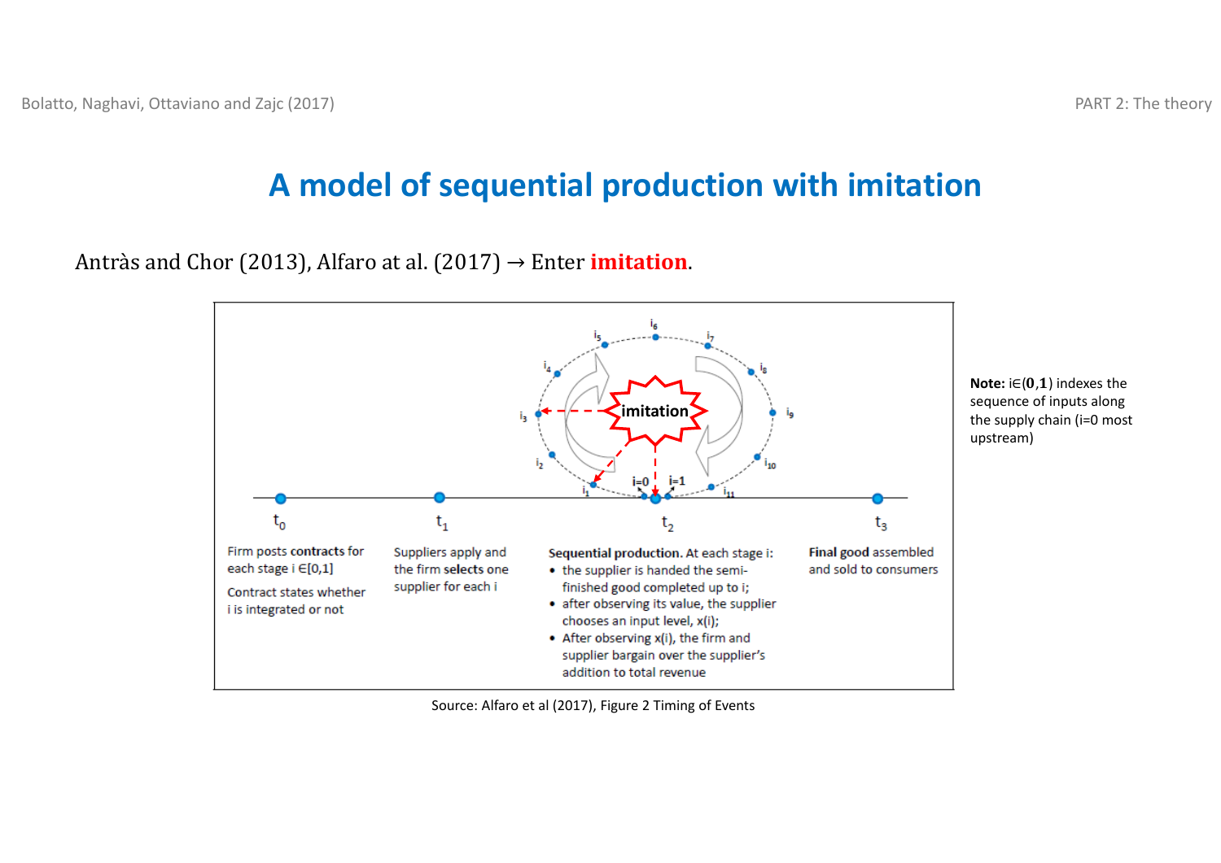# A model of sequential production with imitation

Antràs and Chor (2013), Alfaro at al. (2017) → Enter **imitation**.

$t_0$

Firm posts **contracts** for each stage i ∈[0,1]

Contract states whether i is integrated or not

$t_1$

Suppliers apply and the firm **selects** one supplier for each i

$t_2$

**Sequential production.** At each stage i:

- the supplier is handed the semi-finished good completed up to i;
- after observing its value, the supplier chooses an input level, x(i);
- After observing x(i), the firm and supplier bargain over the supplier's addition to total revenue

$t_3$

**Final good** assembled and sold to consumers

Source: Alfaro et al (2017), Figure 2 Timing of Events

**Note:** i∈(**0**,**1**) indexes the sequence of inputs along the supply chain (i=0 most upstream)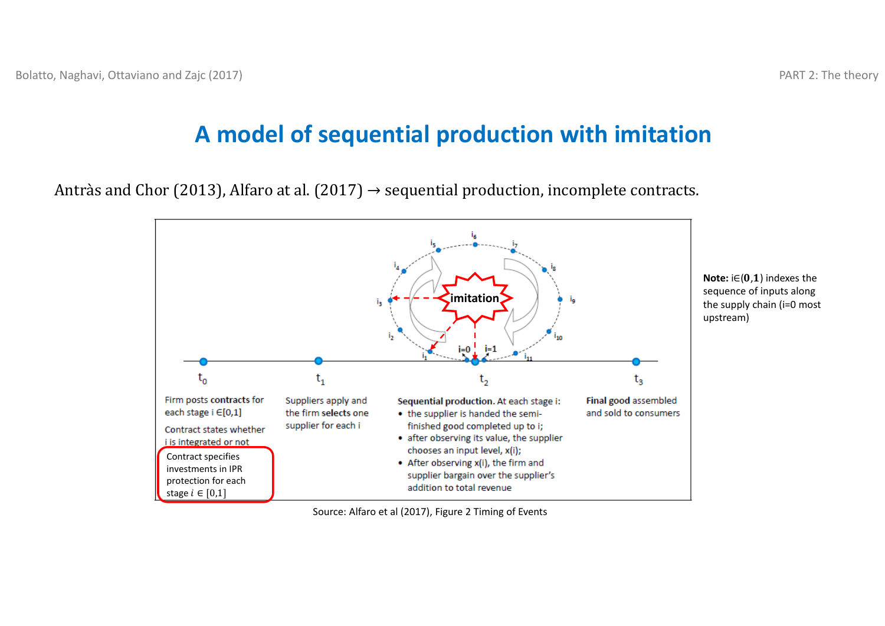# A model of sequential production with imitation

Antràs and Chor (2013), Alfaro at al. (2017) → sequential production, incomplete contracts.

$t_0$

Firm posts **contracts** for each stage i ∈[0,1]

Contract states whether i is integrated or not

Contract specifies investments in IPR protection for each stage $i \in [0,1]$

$t_1$

Suppliers apply and the firm **selects** one supplier for each i

$t_2$

**Sequential production.** At each stage i:

- the supplier is handed the semi-finished good completed up to i;
- after observing its value, the supplier chooses an input level, x(i);
- After observing x(i), the firm and supplier bargain over the supplier's addition to total revenue

$t_3$

**Final good** assembled and sold to consumers

Source: Alfaro et al (2017), Figure 2 Timing of Events

**Note:** i∈(**0**,**1**) indexes the sequence of inputs along the supply chain (i=0 most upstream)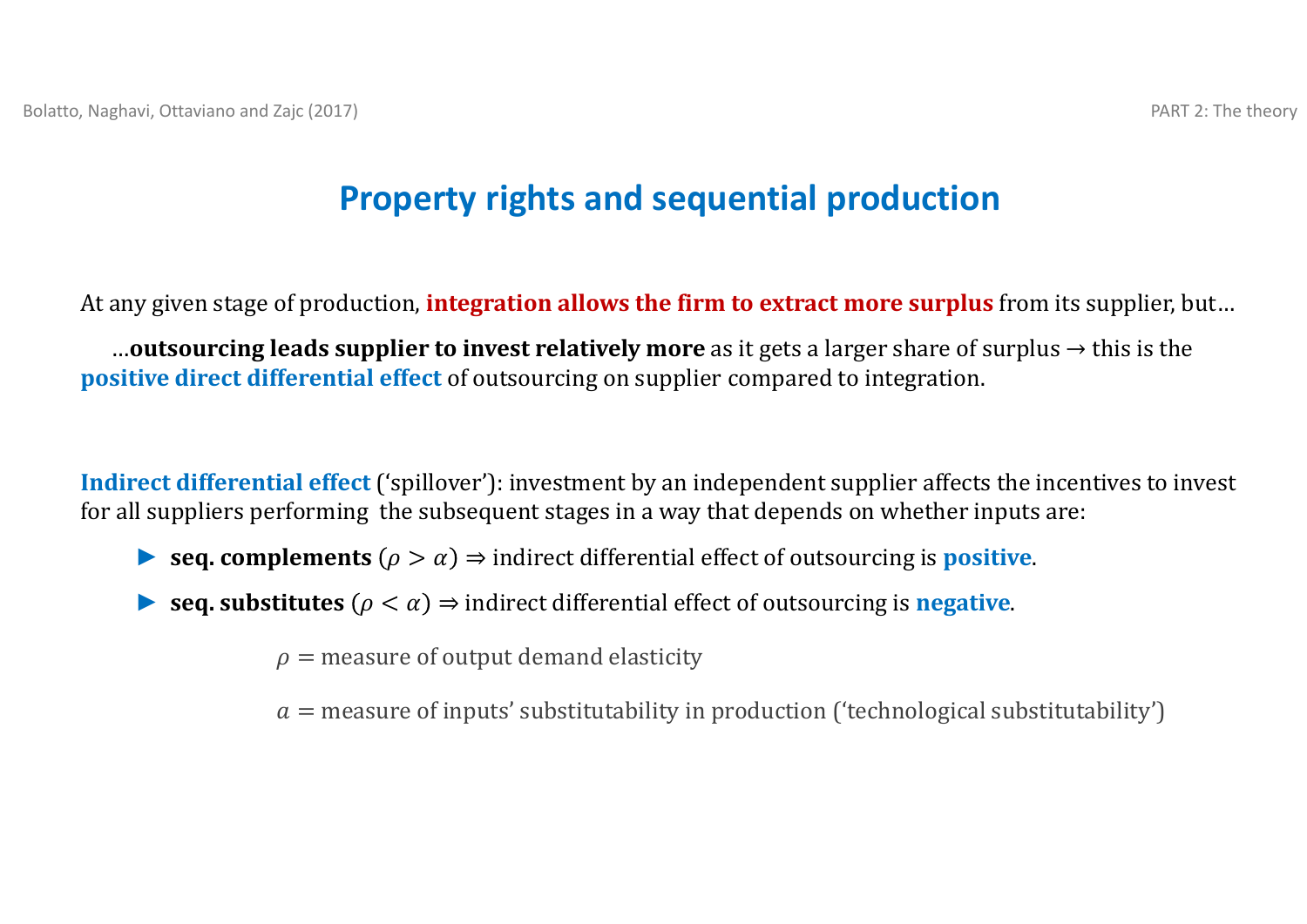# Property rights and sequential production

At any given stage of production, **integration allows the firm to extract more surplus** from its supplier, but…

…**outsourcing leads supplier to invest relatively more** as it gets a larger share of surplus → this is the **positive direct differential effect** of outsourcing on supplier compared to integration.

**Indirect differential effect** (‘spillover’): investment by an independent supplier affects the incentives to invest for all suppliers performing the subsequent stages in a way that depends on whether inputs are:

- **seq. complements** ($\rho > \alpha$) ⇒ indirect differential effect of outsourcing is **positive**.
- **seq. substitutes** ($\rho < \alpha$) ⇒ indirect differential effect of outsourcing is **negative**.

$\rho =$ measure of output demand elasticity

$\alpha =$ measure of inputs’ substitutability in production (‘technological substitutability’)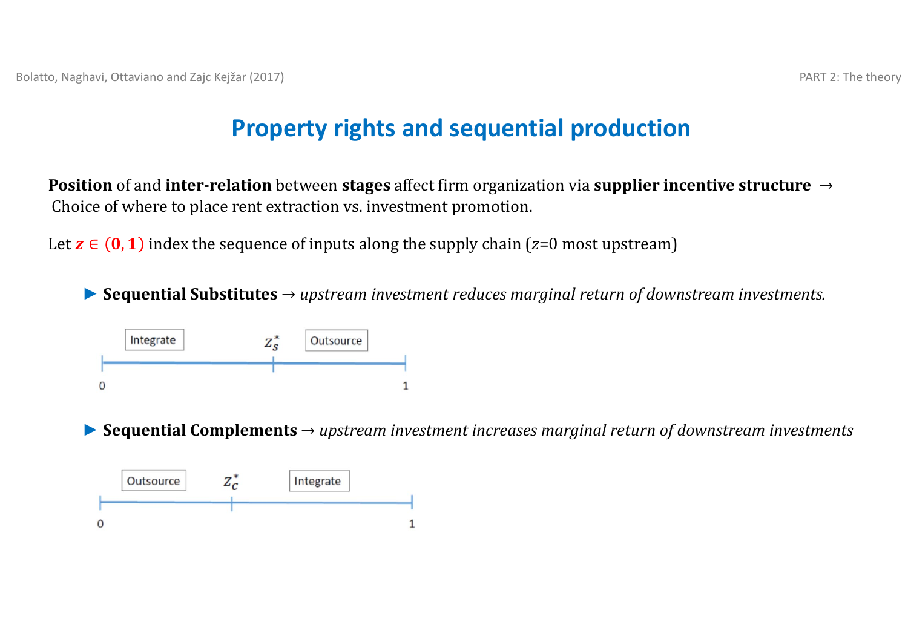# Property rights and sequential production

**Position** of and **inter-relation** between **stages** affect firm organization via **supplier incentive structure** → Choice of where to place rent extraction vs. investment promotion.

Let $z \in (0, 1)$ index the sequence of inputs along the supply chain ($z$=0 most upstream)

- **Sequential Substitutes** → *upstream investment reduces marginal return of downstream investments.*

Integrate | $z_S^*$ | Outsource

0 — 1

- **Sequential Complements** → *upstream investment increases marginal return of downstream investments*

Outsource | $z_C^*$ | Integrate

0 — 1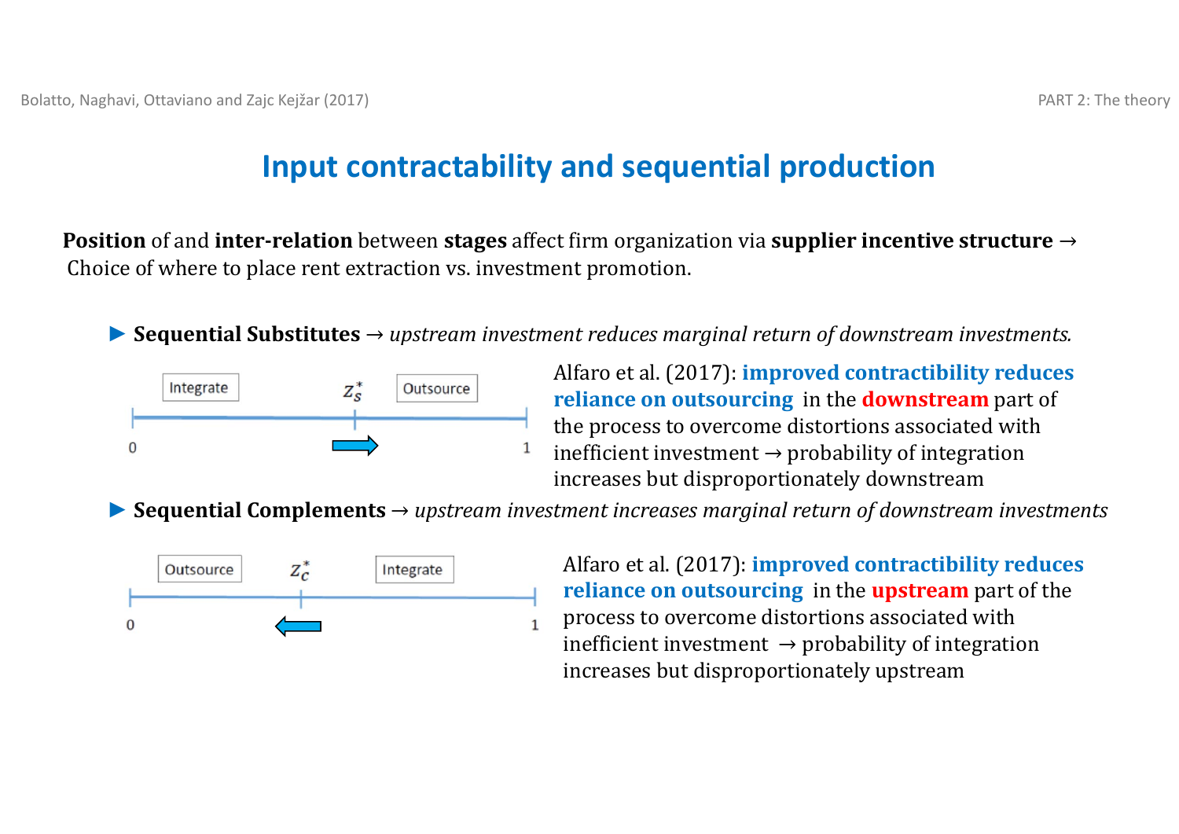# Input contractability and sequential production

**Position** of and **inter-relation** between **stages** affect firm organization via **supplier incentive structure** → Choice of where to place rent extraction vs. investment promotion.

- **Sequential Substitutes** → *upstream investment reduces marginal return of downstream investments.*

Integrate | $z_S^*$ | Outsource

0 —————— 1

Alfaro et al. (2017): **improved contractibility reduces reliance on outsourcing** in the **downstream** part of the process to overcome distortions associated with inefficient investment → probability of integration increases but disproportionately downstream

- **Sequential Complements** → *upstream investment increases marginal return of downstream investments*

Outsource | $z_C^*$ | Integrate

0 —————— 1

Alfaro et al. (2017): **improved contractibility reduces reliance on outsourcing** in the **upstream** part of the process to overcome distortions associated with inefficient investment → probability of integration increases but disproportionately upstream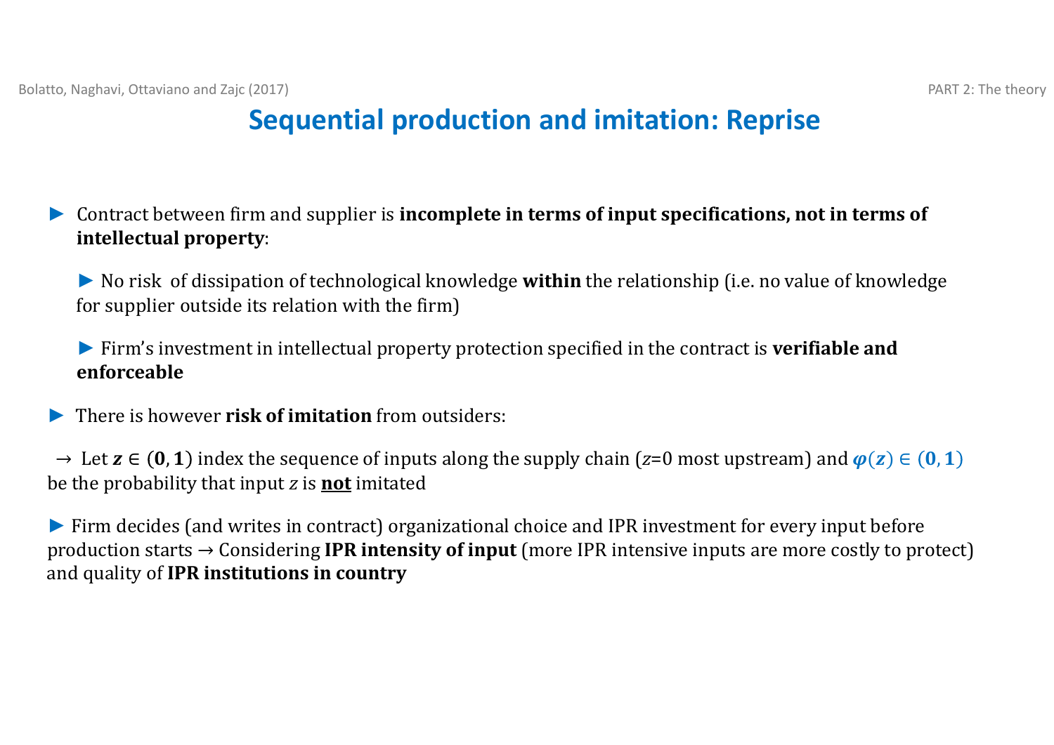# Sequential production and imitation: Reprise

- Contract between firm and supplier is **incomplete in terms of input specifications, not in terms of intellectual property**:
  - No risk of dissipation of technological knowledge **within** the relationship (i.e. no value of knowledge for supplier outside its relation with the firm)
  - Firm's investment in intellectual property protection specified in the contract is **verifiable and enforceable**
- There is however **risk of imitation** from outsiders:

→ Let $\boldsymbol{z} \in (\mathbf{0}, \mathbf{1})$ index the sequence of inputs along the supply chain ($z$=0 most upstream) and $\boldsymbol{\varphi(z)} \in (\mathbf{0}, \mathbf{1})$ be the probability that input $z$ is **<u>not</u>** imitated

- Firm decides (and writes in contract) organizational choice and IPR investment for every input before production starts → Considering **IPR intensity of input** (more IPR intensive inputs are more costly to protect) and quality of **IPR institutions in country**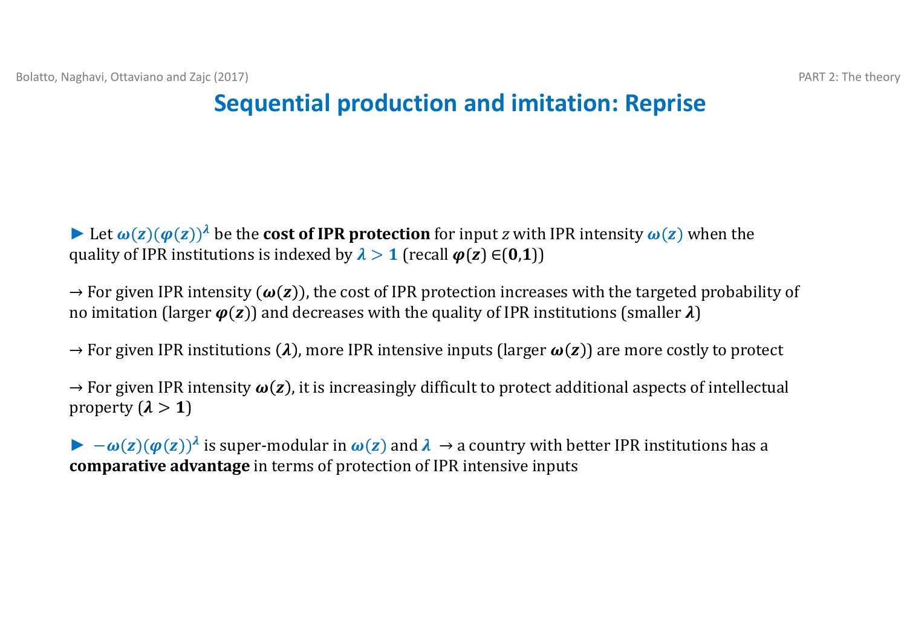# Sequential production and imitation: Reprise

► Let $\omega(z)(\varphi(z))^{\lambda}$ be the **cost of IPR protection** for input *z* with IPR intensity $\omega(z)$ when the quality of IPR institutions is indexed by $\lambda > 1$ (recall $\varphi(z) \in (0,1)$)

→ For given IPR intensity ($\omega(z)$), the cost of IPR protection increases with the targeted probability of no imitation (larger $\varphi(z)$) and decreases with the quality of IPR institutions (smaller $\lambda$)

→ For given IPR institutions ($\lambda$), more IPR intensive inputs (larger $\omega(z)$) are more costly to protect

→ For given IPR intensity $\omega(z)$, it is increasingly difficult to protect additional aspects of intellectual property ($\lambda > 1$)

► $-\omega(z)(\varphi(z))^{\lambda}$ is super-modular in $\omega(z)$ and $\lambda$ → a country with better IPR institutions has a **comparative advantage** in terms of protection of IPR intensive inputs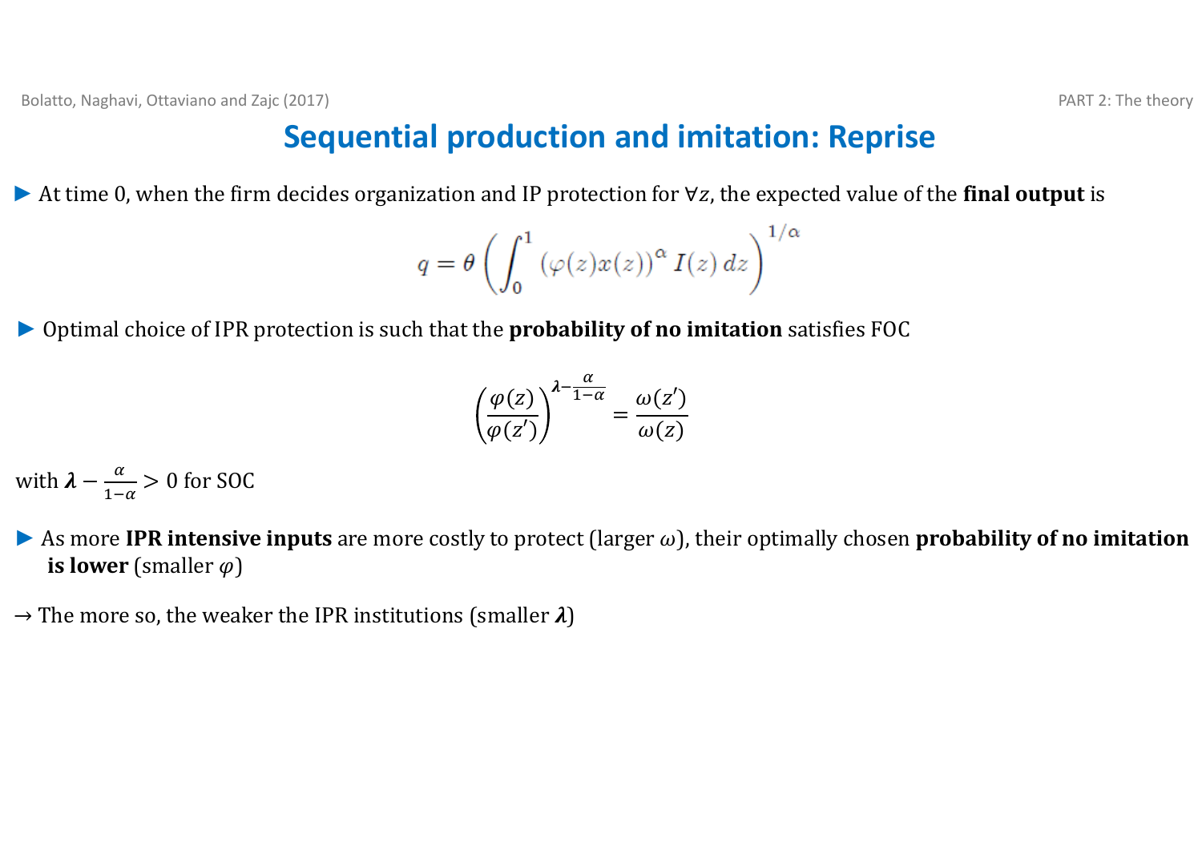# Sequential production and imitation: Reprise

- At time 0, when the firm decides organization and IP protection for $\forall z$, the expected value of the **final output** is

$$q = \theta \left( \int_0^1 \left(\varphi(z)x(z)\right)^\alpha I(z)\, dz \right)^{1/\alpha}$$

- Optimal choice of IPR protection is such that the **probability of no imitation** satisfies FOC

$$\left(\frac{\varphi(z)}{\varphi(z')}\right)^{\boldsymbol{\lambda} - \frac{\alpha}{1-\alpha}} = \frac{\omega(z')}{\omega(z)}$$

with $\boldsymbol{\lambda} - \frac{\alpha}{1-\alpha} > 0$ for SOC

- As more **IPR intensive inputs** are more costly to protect (larger $\omega$), their optimally chosen **probability of no imitation is lower** (smaller $\varphi$)

→ The more so, the weaker the IPR institutions (smaller $\boldsymbol{\lambda}$)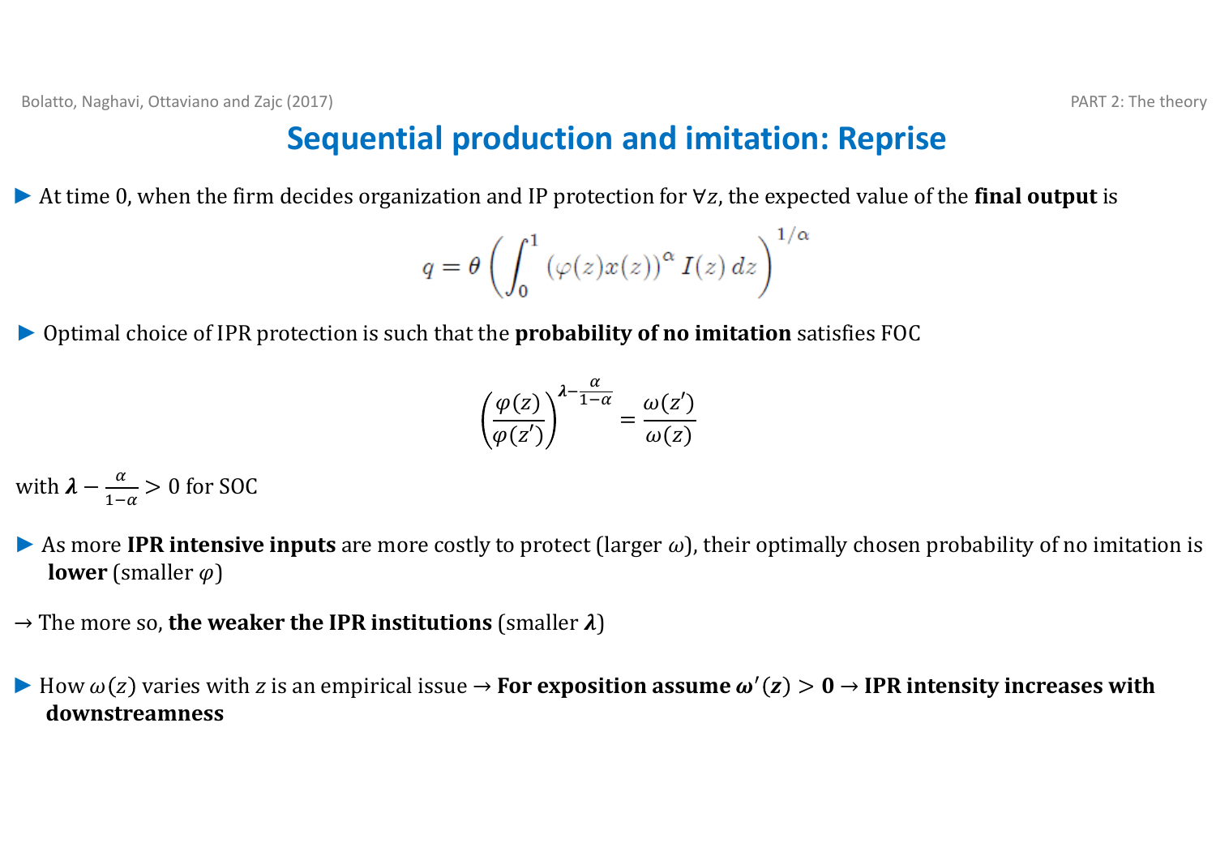# Sequential production and imitation: Reprise

- At time 0, when the firm decides organization and IP protection for $\forall z$, the expected value of the **final output** is

$$q = \theta \left( \int_0^1 \left(\varphi(z)x(z)\right)^{\alpha} I(z)\, dz \right)^{1/\alpha}$$

- Optimal choice of IPR protection is such that the **probability of no imitation** satisfies FOC

$$\left(\frac{\varphi(z)}{\varphi(z')}\right)^{\boldsymbol{\lambda} - \frac{\alpha}{1-\alpha}} = \frac{\omega(z')}{\omega(z)}$$

with $\boldsymbol{\lambda} - \frac{\alpha}{1-\alpha} > 0$ for SOC

- As more **IPR intensive inputs** are more costly to protect (larger $\omega$), their optimally chosen probability of no imitation is **lower** (smaller $\varphi$)

→ The more so, **the weaker the IPR institutions** (smaller $\boldsymbol{\lambda}$)

- How $\omega(z)$ varies with $z$ is an empirical issue → **For exposition assume $\boldsymbol{\omega'(z) > 0}$ → IPR intensity increases with downstreamness**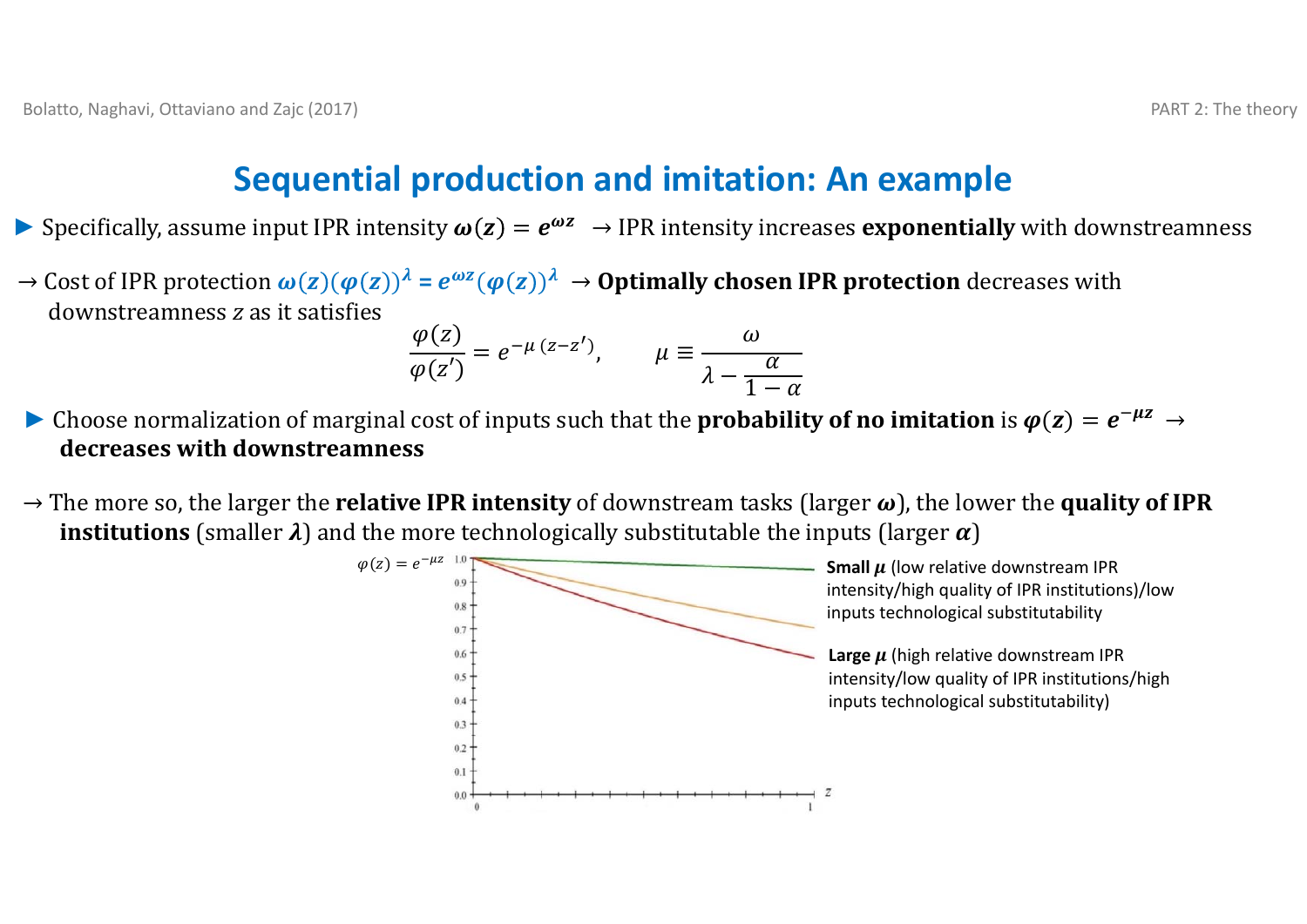# Sequential production and imitation: An example

- Specifically, assume input IPR intensity $\boldsymbol{\omega(z) = e^{\omega z}}$ → IPR intensity increases **exponentially** with downstreamness

→ Cost of IPR protection $\boldsymbol{\omega(z)(\varphi(z))^{\lambda} = e^{\omega z}(\varphi(z))^{\lambda}}$ → **Optimally chosen IPR protection** decreases with downstreamness $z$ as it satisfies

$$\frac{\varphi(z)}{\varphi(z')} = e^{-\mu\,(z-z')}, \qquad \mu \equiv \frac{\omega}{\lambda - \frac{\alpha}{1-\alpha}}$$

- Choose normalization of marginal cost of inputs such that the **probability of no imitation** is $\boldsymbol{\varphi(z) = e^{-\mu z}}$ → **decreases with downstreamness**

→ The more so, the larger the **relative IPR intensity** of downstream tasks (larger $\boldsymbol{\omega}$), the lower the **quality of IPR institutions** (smaller $\boldsymbol{\lambda}$) and the more technologically substitutable the inputs (larger $\boldsymbol{\alpha}$)

$\varphi(z) = e^{-\mu z}$

**Small $\mu$** (low relative downstream IPR intensity/high quality of IPR institutions)/low inputs technological substitutability

**Large $\mu$** (high relative downstream IPR intensity/low quality of IPR institutions/high inputs technological substitutability)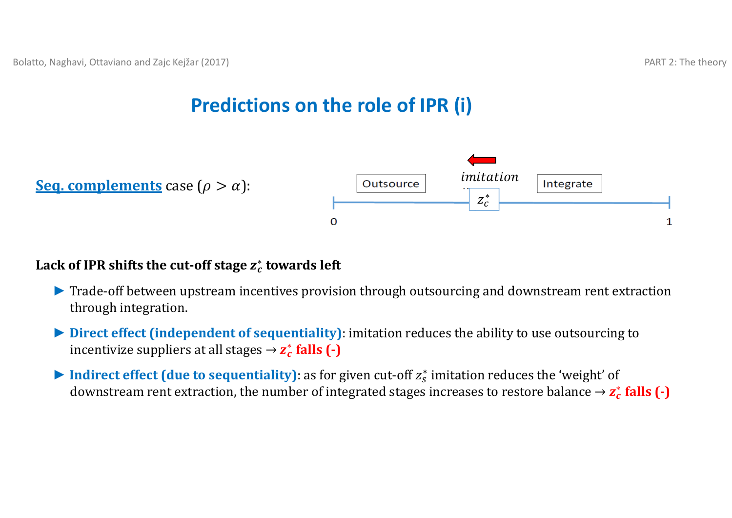# Predictions on the role of IPR (i)

**Seq. complements** case ($\rho > \alpha$):

Outsource — *imitation* ← — $z_c^*$ — Integrate

0 — 1

**Lack of IPR shifts the cut-off stage $z_c^*$ towards left**

- Trade-off between upstream incentives provision through outsourcing and downstream rent extraction through integration.
- **Direct effect (independent of sequentiality)**: imitation reduces the ability to use outsourcing to incentivize suppliers at all stages → **$z_c^*$ falls (-)**
- **Indirect effect (due to sequentiality)**: as for given cut-off $z_s^*$ imitation reduces the 'weight' of downstream rent extraction, the number of integrated stages increases to restore balance → **$z_c^*$ falls (-)**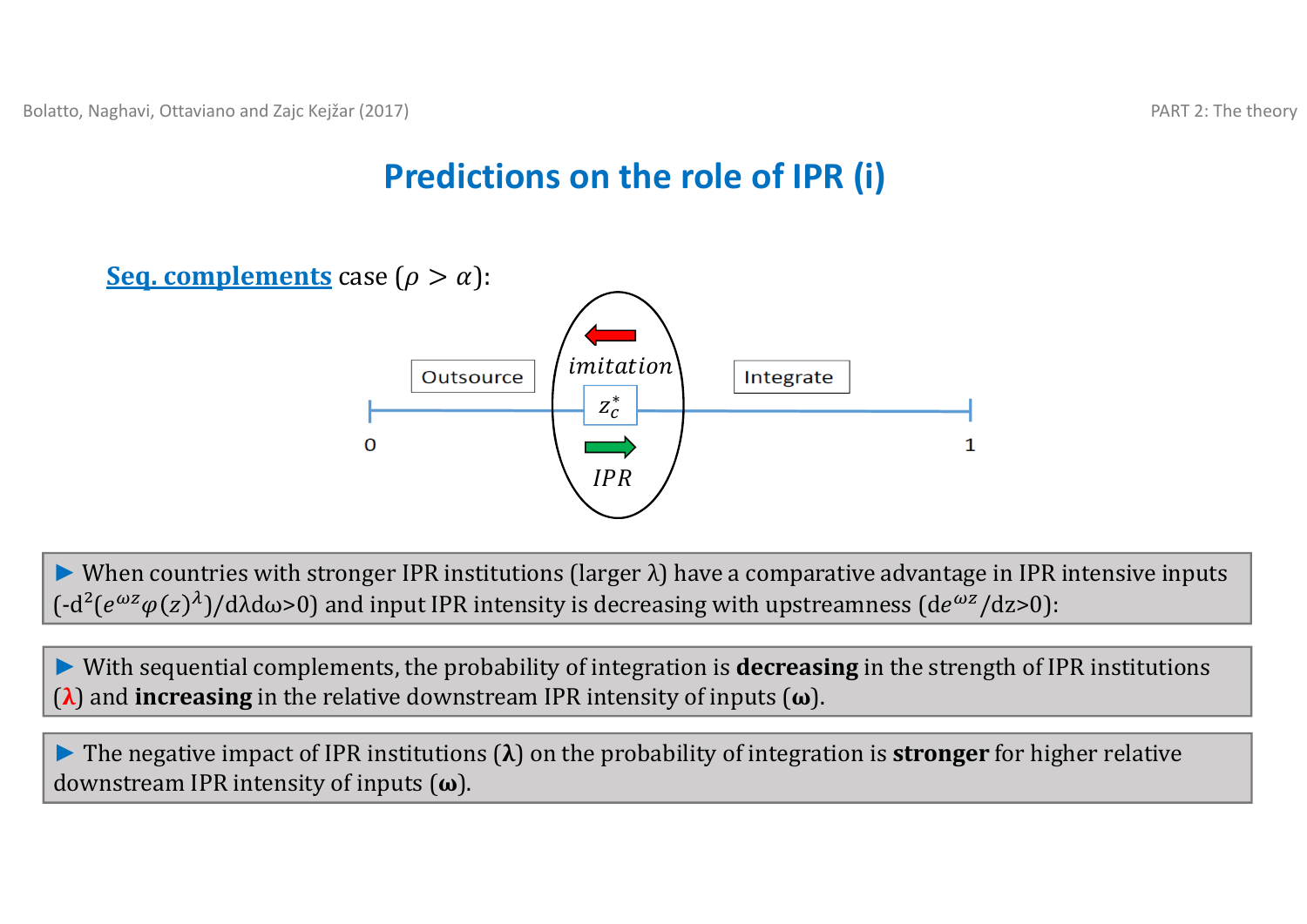# Predictions on the role of IPR (i)

**Seq. complements** case ($\rho > \alpha$):

Outsource | imitation | $z_c^*$ | IPR | Integrate

0 — 1

▶ When countries with stronger IPR institutions (larger λ) have a comparative advantage in IPR intensive inputs ($-d^2(e^{\omega z}\varphi(z)^{\lambda})/d\lambda d\omega>0$) and input IPR intensity is decreasing with upstreamness ($de^{\omega z}/dz>0$):

▶ With sequential complements, the probability of integration is **decreasing** in the strength of IPR institutions (λ) and **increasing** in the relative downstream IPR intensity of inputs (**ω**).

▶ The negative impact of IPR institutions (**λ**) on the probability of integration is **stronger** for higher relative downstream IPR intensity of inputs (**ω**).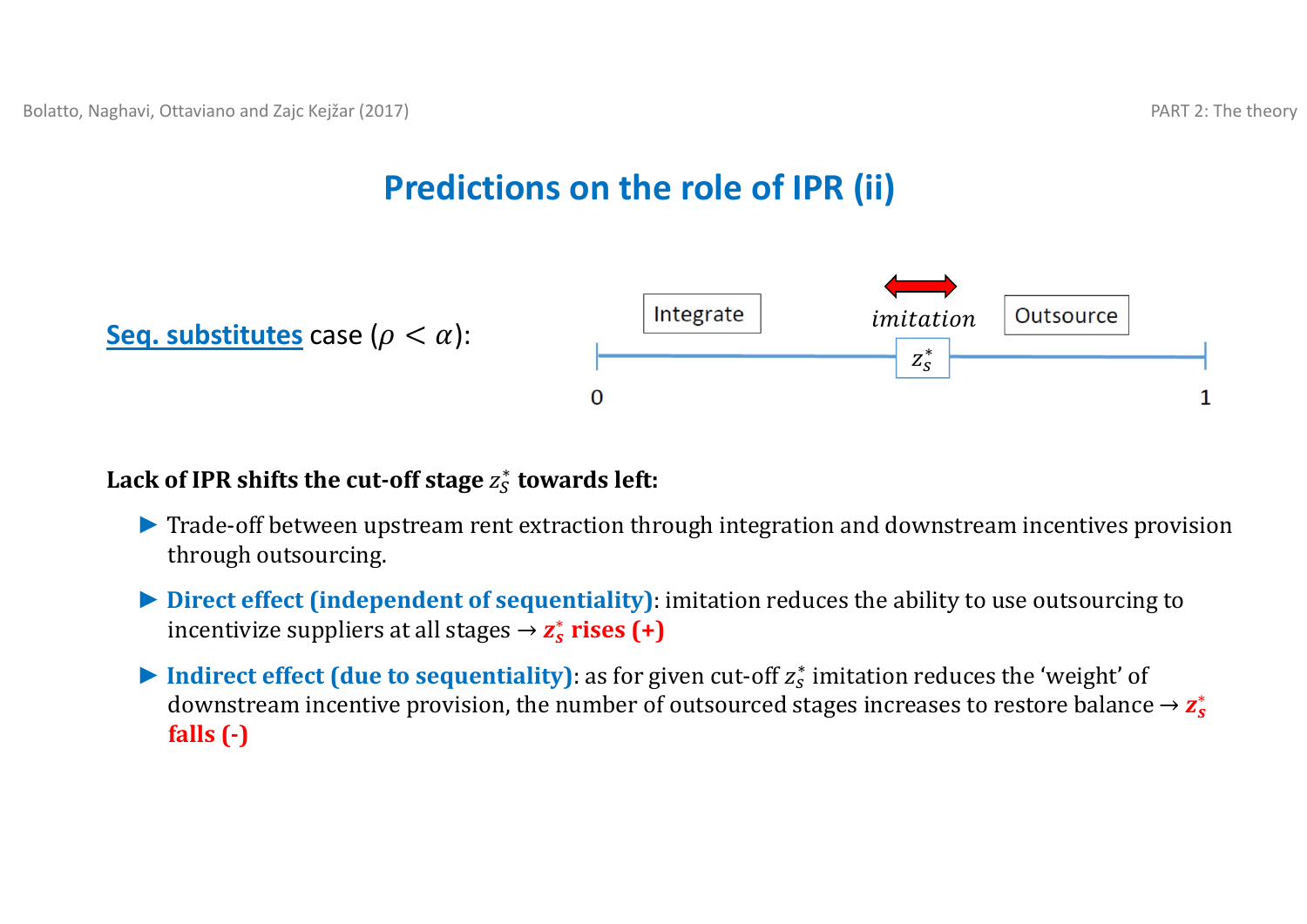# Predictions on the role of IPR (ii)

**Seq. substitutes** case ($\rho < \alpha$):

Integrate — $z_S^*$ — Outsource (line from 0 to 1; *imitation* shifts $z_S^*$)

**Lack of IPR shifts the cut-off stage $z_S^*$ towards left:**

- Trade-off between upstream rent extraction through integration and downstream incentives provision through outsourcing.
- **Direct effect (independent of sequentiality)**: imitation reduces the ability to use outsourcing to incentivize suppliers at all stages → **$z_S^*$ rises (+)**
- **Indirect effect (due to sequentiality)**: as for given cut-off $z_S^*$ imitation reduces the 'weight' of downstream incentive provision, the number of outsourced stages increases to restore balance → **$z_S^*$ falls (-)**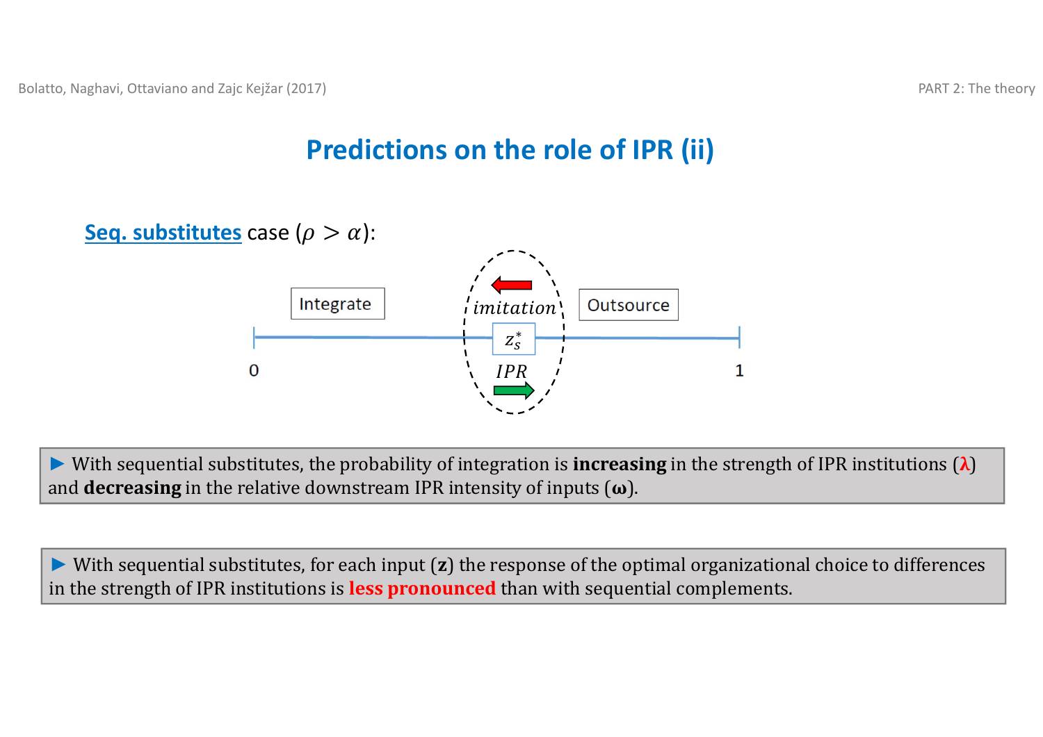# Predictions on the role of IPR (ii)

**Seq. substitutes** case ($\rho > \alpha$):

Integrate

*imitation*

$z_s^*$

*IPR*

Outsource

0

1

▶ With sequential substitutes, the probability of integration is **increasing** in the strength of IPR institutions (**λ**) and **decreasing** in the relative downstream IPR intensity of inputs (**ω**).

▶ With sequential substitutes, for each input (**z**) the response of the optimal organizational choice to differences in the strength of IPR institutions is **less pronounced** than with sequential complements.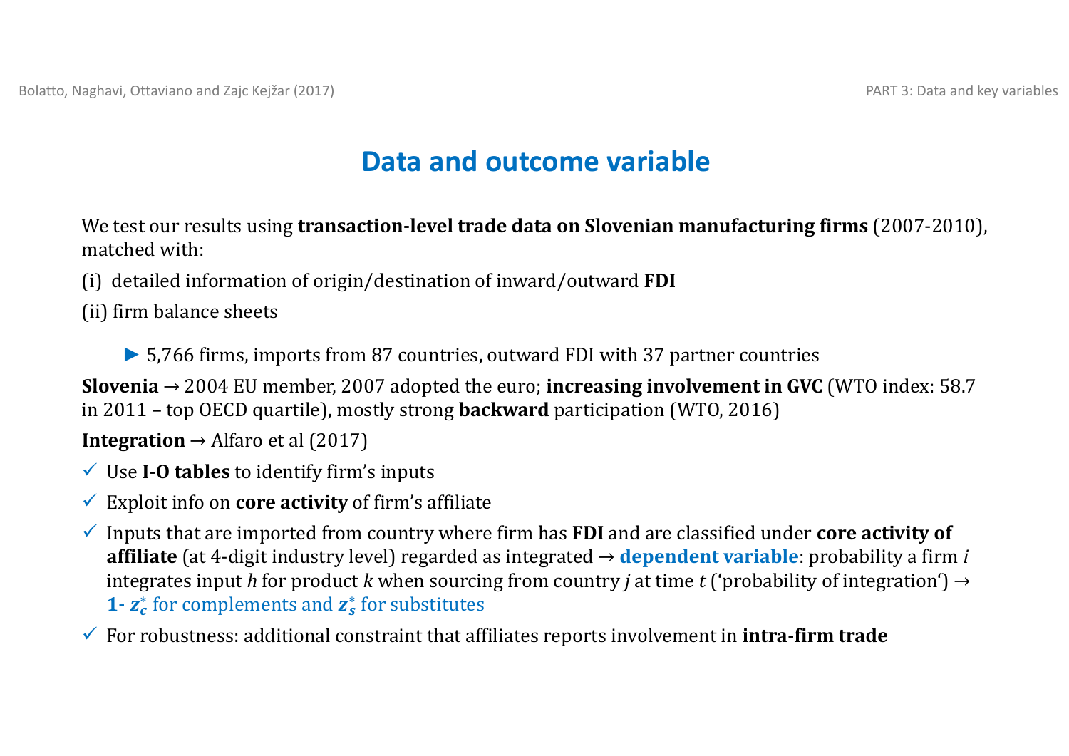# Data and outcome variable

We test our results using **transaction-level trade data on Slovenian manufacturing firms** (2007-2010), matched with:

(i) detailed information of origin/destination of inward/outward **FDI**

(ii) firm balance sheets

► 5,766 firms, imports from 87 countries, outward FDI with 37 partner countries

**Slovenia** → 2004 EU member, 2007 adopted the euro; **increasing involvement in GVC** (WTO index: 58.7 in 2011 – top OECD quartile), mostly strong **backward** participation (WTO, 2016)

**Integration** → Alfaro et al (2017)

- ✓ Use **I-O tables** to identify firm's inputs
- ✓ Exploit info on **core activity** of firm's affiliate
- ✓ Inputs that are imported from country where firm has **FDI** and are classified under **core activity of affiliate** (at 4-digit industry level) regarded as integrated → **dependent variable**: probability a firm *i* integrates input *h* for product *k* when sourcing from country *j* at time *t* ('probability of integration') → **1-** $\boldsymbol{z_c^*}$ for complements and $\boldsymbol{z_s^*}$ for substitutes
- ✓ For robustness: additional constraint that affiliates reports involvement in **intra-firm trade**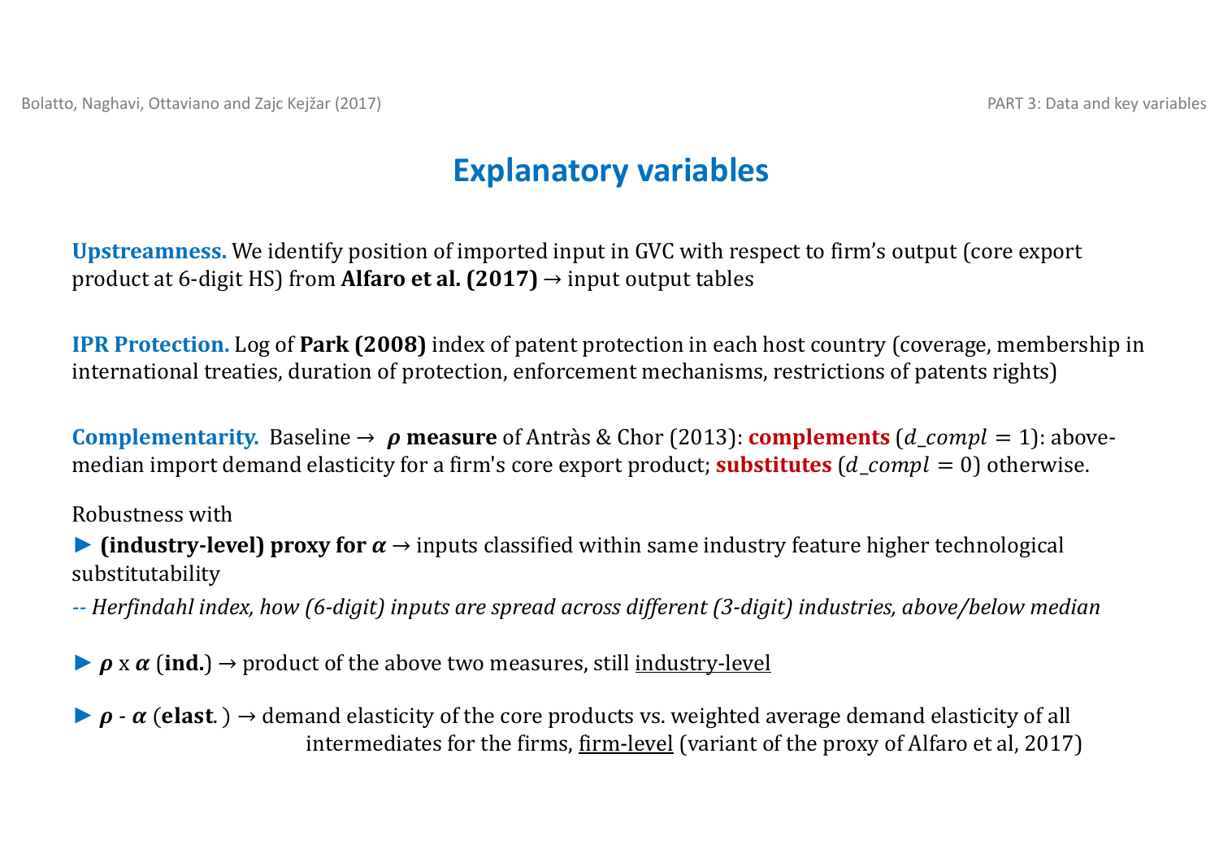# Explanatory variables

**Upstreamness.** We identify position of imported input in GVC with respect to firm's output (core export product at 6-digit HS) from **Alfaro et al. (2017)** → input output tables

**IPR Protection.** Log of **Park (2008)** index of patent protection in each host country (coverage, membership in international treaties, duration of protection, enforcement mechanisms, restrictions of patents rights)

**Complementarity.** Baseline → $\boldsymbol{\rho}$ **measure** of Antràs & Chor (2013): **complements** ($d\_compl = 1$): above-median import demand elasticity for a firm's core export product; **substitutes** ($d\_compl = 0$) otherwise.

Robustness with

► **(industry-level) proxy for $\boldsymbol{\alpha}$** → inputs classified within same industry feature higher technological substitutability

-- *Herfindahl index, how (6-digit) inputs are spread across different (3-digit) industries, above/below median*

► $\boldsymbol{\rho}$ x $\boldsymbol{\alpha}$ (**ind.**) → product of the above two measures, still <u>industry-level</u>

► $\boldsymbol{\rho}$ - $\boldsymbol{\alpha}$ (**elast**. ) → demand elasticity of the core products vs. weighted average demand elasticity of all intermediates for the firms, <u>firm-level</u> (variant of the proxy of Alfaro et al, 2017)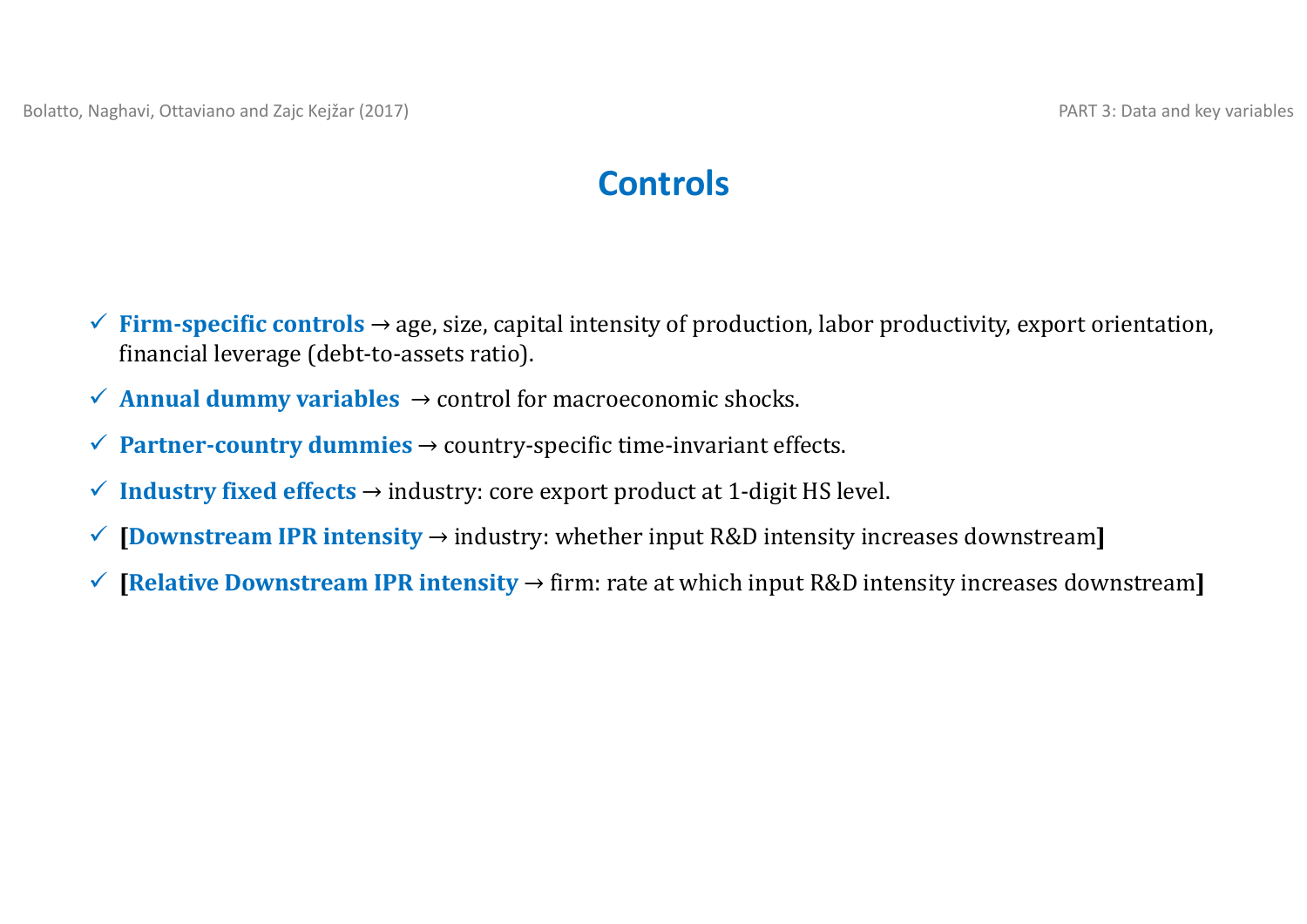# Controls

- ✓ **Firm-specific controls** → age, size, capital intensity of production, labor productivity, export orientation, financial leverage (debt-to-assets ratio).
- ✓ **Annual dummy variables** → control for macroeconomic shocks.
- ✓ **Partner-country dummies** → country-specific time-invariant effects.
- ✓ **Industry fixed effects** → industry: core export product at 1-digit HS level.
- ✓ **[Downstream IPR intensity** → industry: whether input R&D intensity increases downstream**]**
- ✓ **[Relative Downstream IPR intensity** → firm: rate at which input R&D intensity increases downstream**]**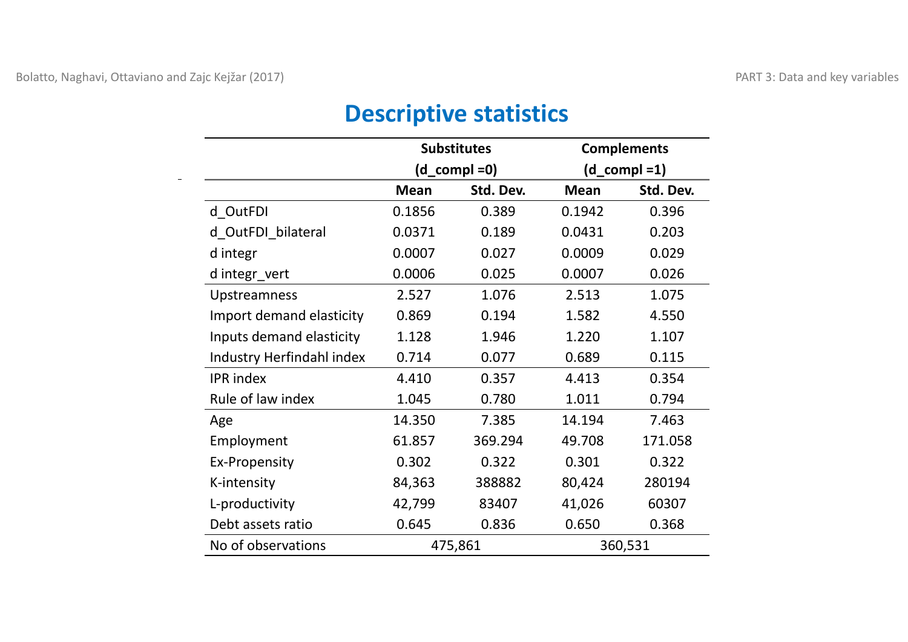# Descriptive statistics

| | Substitutes (d_compl =0) | | Complements (d_compl =1) | |
|---|---|---|---|---|
| | Mean | Std. Dev. | Mean | Std. Dev. |
| d_OutFDI | 0.1856 | 0.389 | 0.1942 | 0.396 |
| d_OutFDI_bilateral | 0.0371 | 0.189 | 0.0431 | 0.203 |
| d integr | 0.0007 | 0.027 | 0.0009 | 0.029 |
| d integr_vert | 0.0006 | 0.025 | 0.0007 | 0.026 |
| Upstreamness | 2.527 | 1.076 | 2.513 | 1.075 |
| Import demand elasticity | 0.869 | 0.194 | 1.582 | 4.550 |
| Inputs demand elasticity | 1.128 | 1.946 | 1.220 | 1.107 |
| Industry Herfindahl index | 0.714 | 0.077 | 0.689 | 0.115 |
| IPR index | 4.410 | 0.357 | 4.413 | 0.354 |
| Rule of law index | 1.045 | 0.780 | 1.011 | 0.794 |
| Age | 14.350 | 7.385 | 14.194 | 7.463 |
| Employment | 61.857 | 369.294 | 49.708 | 171.058 |
| Ex-Propensity | 0.302 | 0.322 | 0.301 | 0.322 |
| K-intensity | 84,363 | 388882 | 80,424 | 280194 |
| L-productivity | 42,799 | 83407 | 41,026 | 60307 |
| Debt assets ratio | 0.645 | 0.836 | 0.650 | 0.368 |
| No of observations | 475,861 | | 360,531 | |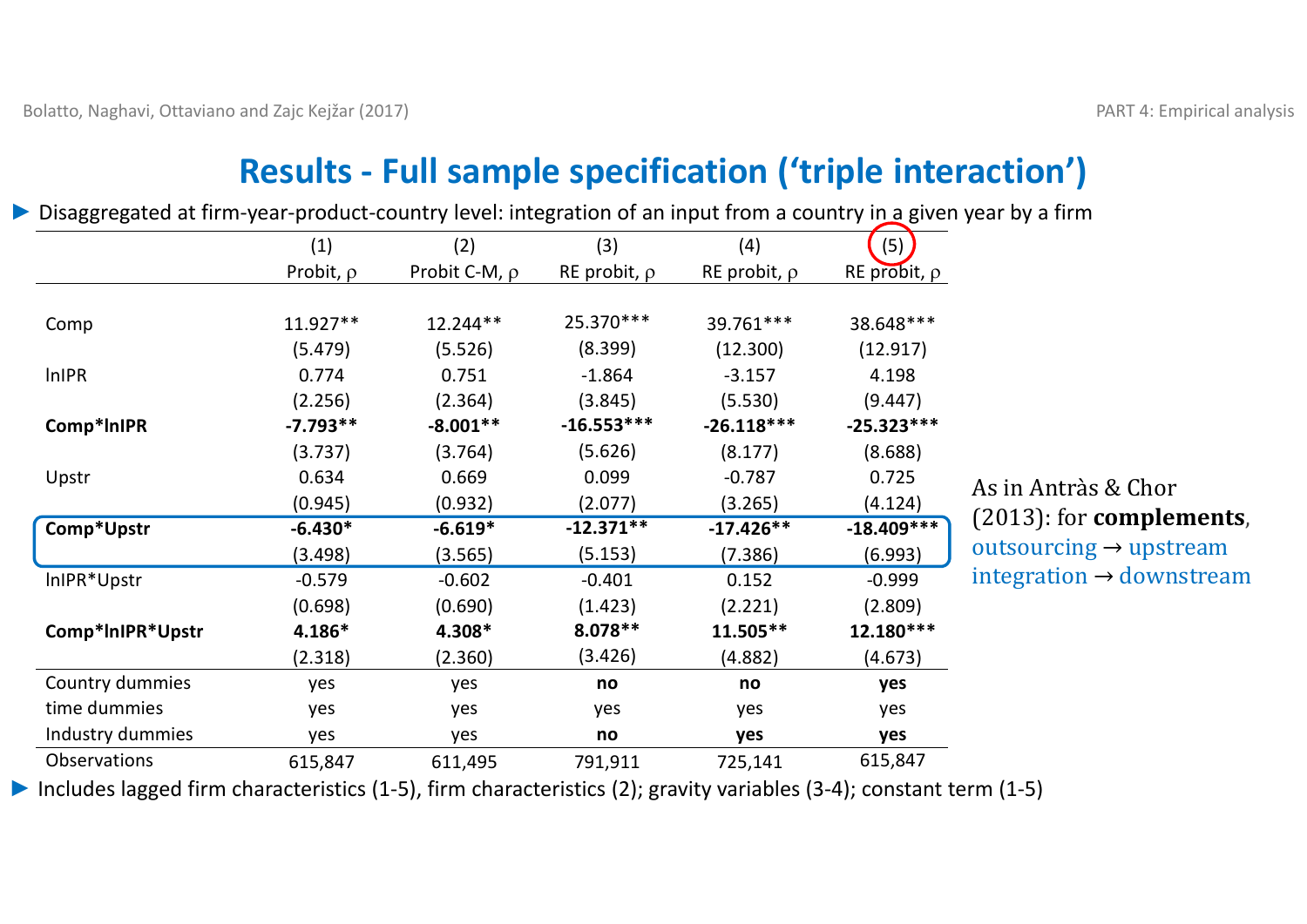# Results - Full sample specification ('triple interaction')

- Disaggregated at firm-year-product-country level: integration of an input from a country in a given year by a firm

| | (1) | (2) | (3) | (4) | (5) |
|---|---|---|---|---|---|
| | Probit, $\rho$ | Probit C-M, $\rho$ | RE probit, $\rho$ | RE probit, $\rho$ | RE probit, $\rho$ |
| Comp | 11.927** | 12.244** | 25.370*** | 39.761*** | 38.648*** |
| | (5.479) | (5.526) | (8.399) | (12.300) | (12.917) |
| lnIPR | 0.774 | 0.751 | -1.864 | -3.157 | 4.198 |
| | (2.256) | (2.364) | (3.845) | (5.530) | (9.447) |
| **Comp*lnIPR** | **-7.793**** | **-8.001**** | **-16.553***** | **-26.118***** | **-25.323***** |
| | (3.737) | (3.764) | (5.626) | (8.177) | (8.688) |
| Upstr | 0.634 | 0.669 | 0.099 | -0.787 | 0.725 |
| | (0.945) | (0.932) | (2.077) | (3.265) | (4.124) |
| **Comp*Upstr** | **-6.430*** | **-6.619*** | **-12.371**** | **-17.426**** | **-18.409***** |
| | (3.498) | (3.565) | (5.153) | (7.386) | (6.993) |
| lnIPR*Upstr | -0.579 | -0.602 | -0.401 | 0.152 | -0.999 |
| | (0.698) | (0.690) | (1.423) | (2.221) | (2.809) |
| **Comp*lnIPR*Upstr** | **4.186*** | **4.308*** | **8.078**** | **11.505**** | **12.180***** |
| | (2.318) | (2.360) | (3.426) | (4.882) | (4.673) |
| Country dummies | yes | yes | **no** | **no** | **yes** |
| time dummies | yes | yes | yes | yes | yes |
| Industry dummies | yes | yes | **no** | **yes** | **yes** |
| Observations | 615,847 | 611,495 | 791,911 | 725,141 | 615,847 |

As in Antràs & Chor (2013): for **complements**, outsourcing → upstream integration → downstream

- Includes lagged firm characteristics (1-5), firm characteristics (2); gravity variables (3-4); constant term (1-5)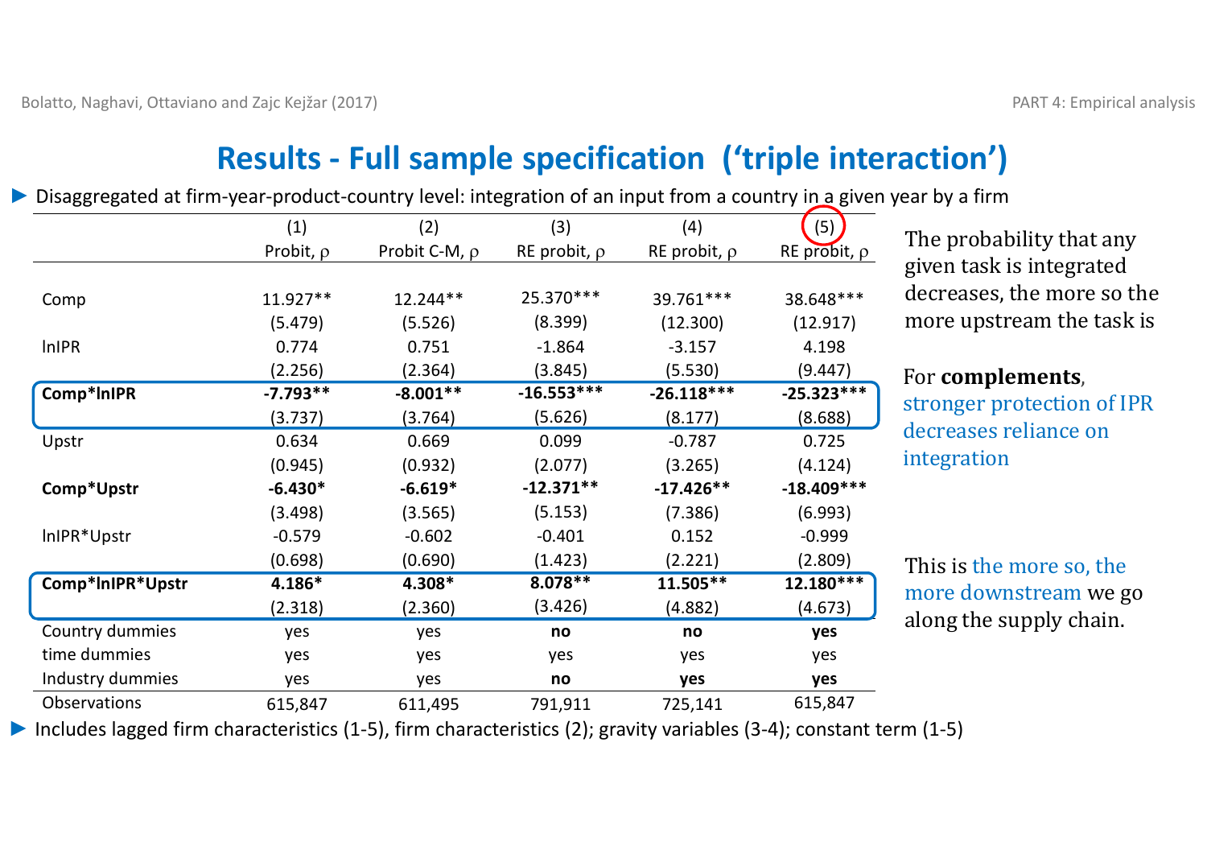# Results - Full sample specification ('triple interaction')

- Disaggregated at firm-year-product-country level: integration of an input from a country in a given year by a firm

| | (1) | (2) | (3) | (4) | (5) |
|---|---|---|---|---|---|
| | Probit, $\rho$ | Probit C-M, $\rho$ | RE probit, $\rho$ | RE probit, $\rho$ | RE probit, $\rho$ |
| Comp | 11.927** | 12.244** | 25.370*** | 39.761*** | 38.648*** |
| | (5.479) | (5.526) | (8.399) | (12.300) | (12.917) |
| lnIPR | 0.774 | 0.751 | -1.864 | -3.157 | 4.198 |
| | (2.256) | (2.364) | (3.845) | (5.530) | (9.447) |
| **Comp*lnIPR** | **-7.793**** | **-8.001**** | **-16.553***** | **-26.118***** | **-25.323***** |
| | (3.737) | (3.764) | (5.626) | (8.177) | (8.688) |
| Upstr | 0.634 | 0.669 | 0.099 | -0.787 | 0.725 |
| | (0.945) | (0.932) | (2.077) | (3.265) | (4.124) |
| **Comp*Upstr** | **-6.430*** | **-6.619*** | **-12.371**** | **-17.426**** | **-18.409***** |
| | (3.498) | (3.565) | (5.153) | (7.386) | (6.993) |
| lnIPR*Upstr | -0.579 | -0.602 | -0.401 | 0.152 | -0.999 |
| | (0.698) | (0.690) | (1.423) | (2.221) | (2.809) |
| **Comp*lnIPR*Upstr** | **4.186*** | **4.308*** | **8.078**** | **11.505**** | **12.180***** |
| | (2.318) | (2.360) | (3.426) | (4.882) | (4.673) |
| Country dummies | yes | yes | **no** | **no** | **yes** |
| time dummies | yes | yes | yes | yes | yes |
| Industry dummies | yes | yes | **no** | **yes** | **yes** |
| Observations | 615,847 | 611,495 | 791,911 | 725,141 | 615,847 |

- Includes lagged firm characteristics (1-5), firm characteristics (2); gravity variables (3-4); constant term (1-5)

The probability that any given task is integrated decreases, the more so the more upstream the task is

For **complements**, stronger protection of IPR decreases reliance on integration

This is the more so, the more downstream we go along the supply chain.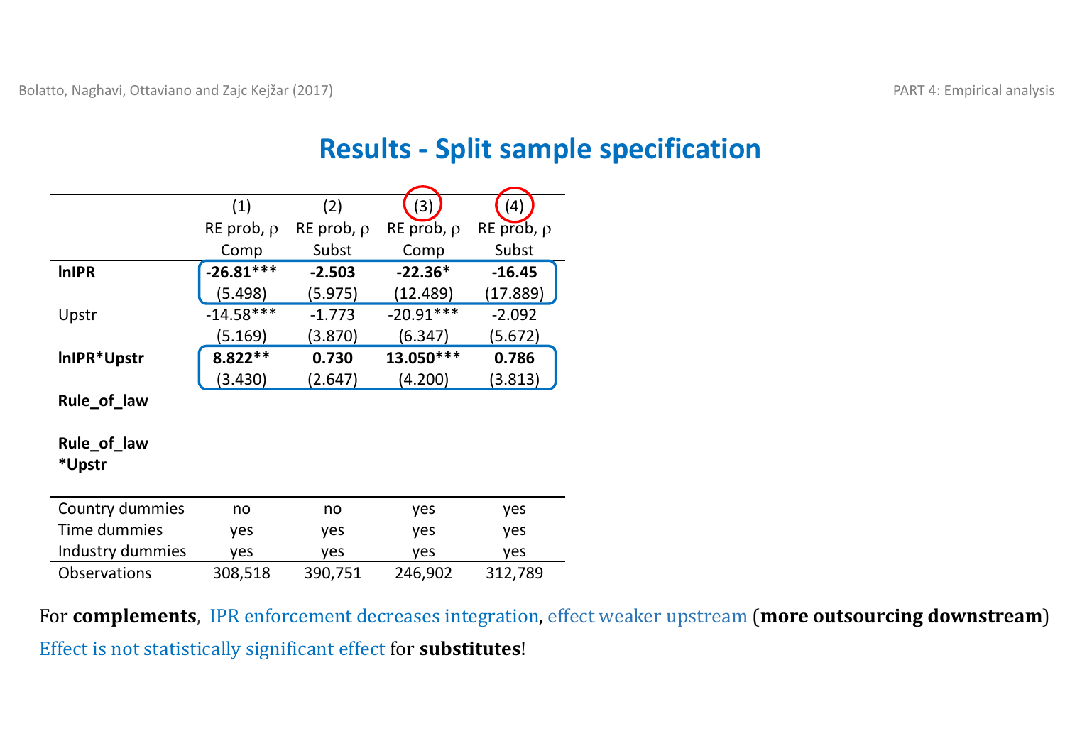# Results - Split sample specification

| | (1) | (2) | (3) | (4) |
|---|---|---|---|---|
| | RE prob, ρ | RE prob, ρ | RE prob, ρ | RE prob, ρ |
| | Comp | Subst | Comp | Subst |
| **lnIPR** | **-26.81*** ** | **-2.503** | **-22.36*** | **-16.45** |
| | (5.498) | (5.975) | (12.489) | (17.889) |
| Upstr | -14.58*** | -1.773 | -20.91*** | -2.092 |
| | (5.169) | (3.870) | (6.347) | (5.672) |
| **lnIPR*Upstr** | **8.822*** * | **0.730** | **13.050*** ** | **0.786** |
| | (3.430) | (2.647) | (4.200) | (3.813) |
| **Rule_of_law** | | | | |
| **Rule_of_law *Upstr** | | | | |
| Country dummies | no | no | yes | yes |
| Time dummies | yes | yes | yes | yes |
| Industry dummies | yes | yes | yes | yes |
| Observations | 308,518 | 390,751 | 246,902 | 312,789 |

For **complements**, IPR enforcement decreases integration, effect weaker upstream (**more outsourcing downstream**)

Effect is not statistically significant effect for **substitutes**!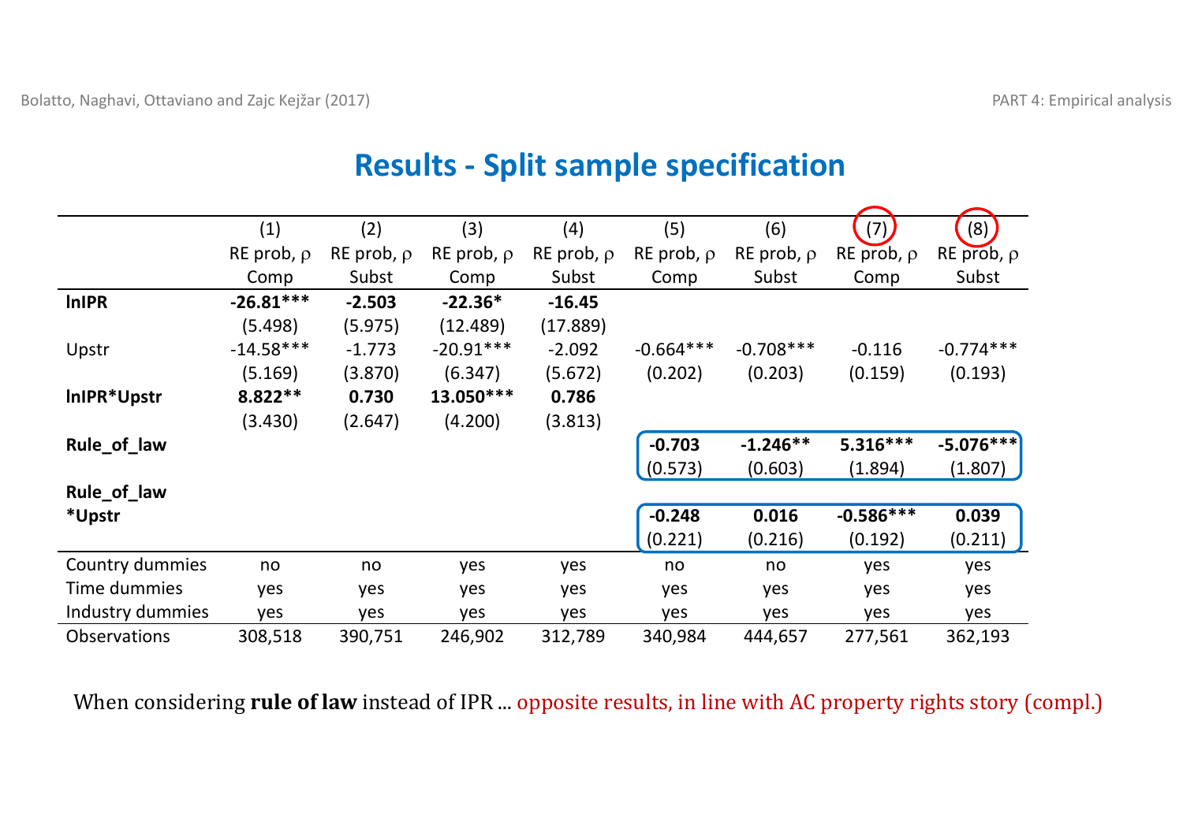## Results - Split sample specification

| | (1) | (2) | (3) | (4) | (5) | (6) | (7) | (8) |
|---|---|---|---|---|---|---|---|---|
| | RE prob, ρ | RE prob, ρ | RE prob, ρ | RE prob, ρ | RE prob, ρ | RE prob, ρ | RE prob, ρ | RE prob, ρ |
| | Comp | Subst | Comp | Subst | Comp | Subst | Comp | Subst |
| **lnIPR** | **-26.81*** ** | **-2.503** | **-22.36*** | **-16.45** | | | | |
| | (5.498) | (5.975) | (12.489) | (17.889) | | | | |
| Upstr | -14.58*** | -1.773 | -20.91*** | -2.092 | -0.664*** | -0.708*** | -0.116 | -0.774*** |
| | (5.169) | (3.870) | (6.347) | (5.672) | (0.202) | (0.203) | (0.159) | (0.193) |
| **lnIPR*Upstr** | **8.822** ** | **0.730** | **13.050*** ** | **0.786** | | | | |
| | (3.430) | (2.647) | (4.200) | (3.813) | | | | |
| **Rule_of_law** | | | | | **-0.703** | **-1.246** ** | **5.316*** ** | **-5.076*** ** |
| | | | | | (0.573) | (0.603) | (1.894) | (1.807) |
| **Rule_of_law *Upstr** | | | | | **-0.248** | **0.016** | **-0.586*** ** | **0.039** |
| | | | | | (0.221) | (0.216) | (0.192) | (0.211) |
| Country dummies | no | no | yes | yes | no | no | yes | yes |
| Time dummies | yes | yes | yes | yes | yes | yes | yes | yes |
| Industry dummies | yes | yes | yes | yes | yes | yes | yes | yes |
| Observations | 308,518 | 390,751 | 246,902 | 312,789 | 340,984 | 444,657 | 277,561 | 362,193 |

When considering **rule of law** instead of IPR ... opposite results, in line with AC property rights story (compl.)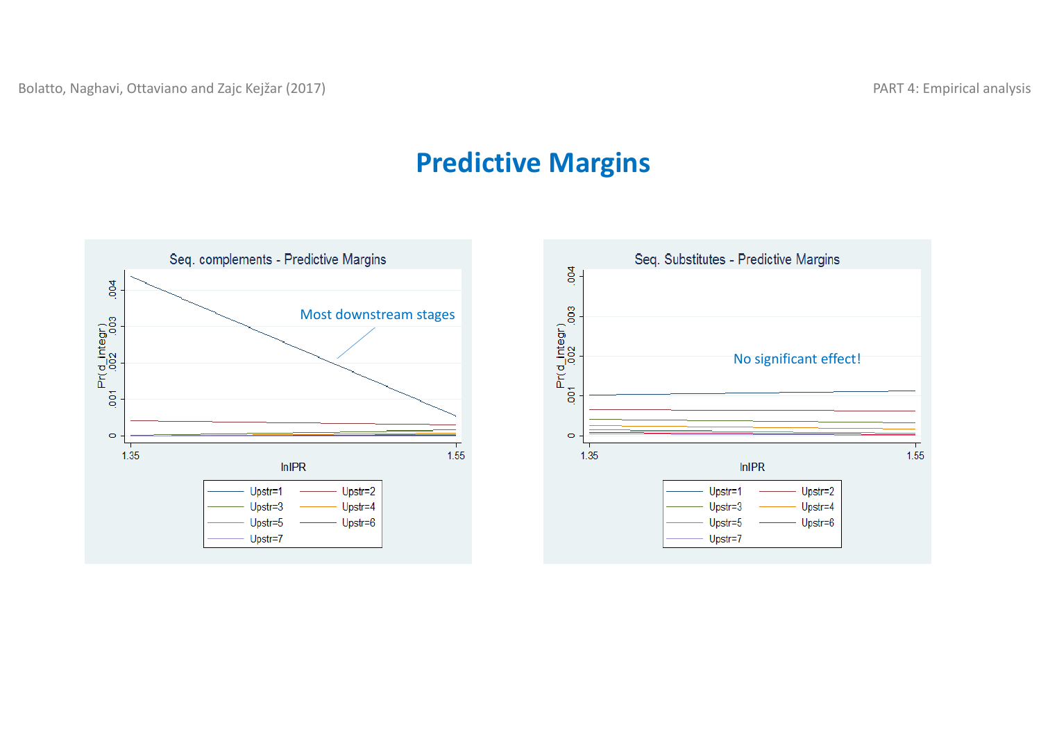# Predictive Margins

**Seq. complements - Predictive Margins**

Most downstream stages

Pr(d_integr) — lnIPR (1.35 to 1.55)

Upstr=1, Upstr=2, Upstr=3, Upstr=4, Upstr=5, Upstr=6, Upstr=7

**Seq. Substitutes - Predictive Margins**

No significant effect!

Pr(d_integr) — lnIPR (1.35 to 1.55)

Upstr=1, Upstr=2, Upstr=3, Upstr=4, Upstr=5, Upstr=6, Upstr=7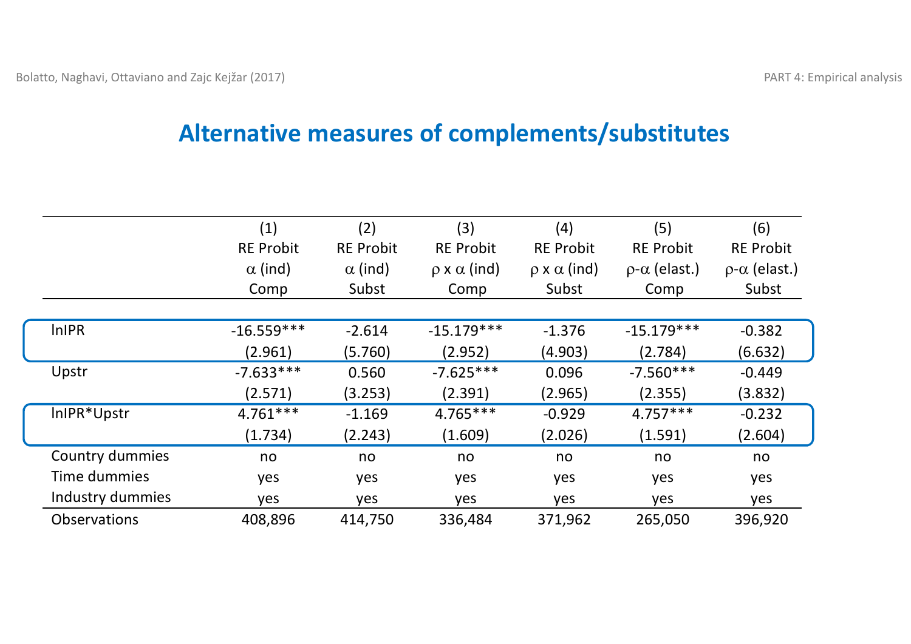## Alternative measures of complements/substitutes

| | (1) RE Probit $\alpha$ (ind) Comp | (2) RE Probit $\alpha$ (ind) Subst | (3) RE Probit $\rho \times \alpha$ (ind) Comp | (4) RE Probit $\rho \times \alpha$ (ind) Subst | (5) RE Probit $\rho$-$\alpha$ (elast.) Comp | (6) RE Probit $\rho$-$\alpha$ (elast.) Subst |
|---|---|---|---|---|---|---|
| lnIPR | -16.559*** | -2.614 | -15.179*** | -1.376 | -15.179*** | -0.382 |
| | (2.961) | (5.760) | (2.952) | (4.903) | (2.784) | (6.632) |
| Upstr | -7.633*** | 0.560 | -7.625*** | 0.096 | -7.560*** | -0.449 |
| | (2.571) | (3.253) | (2.391) | (2.965) | (2.355) | (3.832) |
| lnIPR*Upstr | 4.761*** | -1.169 | 4.765*** | -0.929 | 4.757*** | -0.232 |
| | (1.734) | (2.243) | (1.609) | (2.026) | (1.591) | (2.604) |
| Country dummies | no | no | no | no | no | no |
| Time dummies | yes | yes | yes | yes | yes | yes |
| Industry dummies | yes | yes | yes | yes | yes | yes |
| Observations | 408,896 | 414,750 | 336,484 | 371,962 | 265,050 | 396,920 |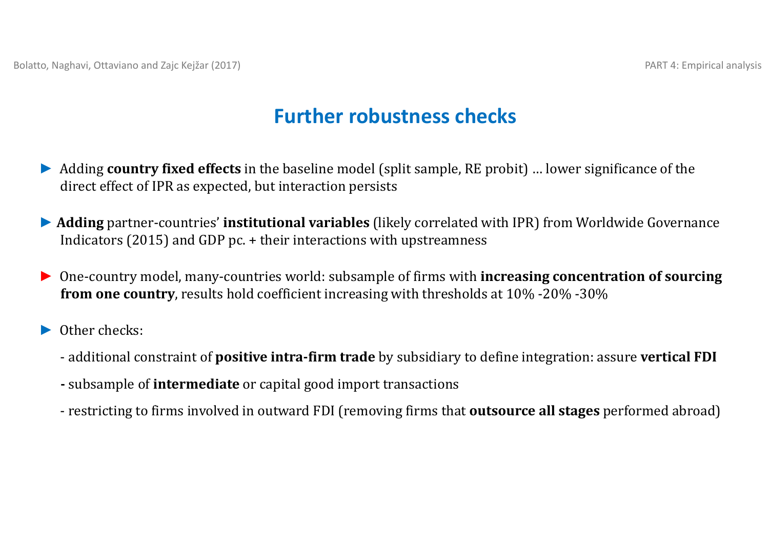## Further robustness checks

- Adding **country fixed effects** in the baseline model (split sample, RE probit) … lower significance of the direct effect of IPR as expected, but interaction persists

- **Adding** partner-countries' **institutional variables** (likely correlated with IPR) from Worldwide Governance Indicators (2015) and GDP pc. + their interactions with upstreamness

- One-country model, many-countries world: subsample of firms with **increasing concentration of sourcing from one country**, results hold coefficient increasing with thresholds at 10% -20% -30%

- Other checks:

  - additional constraint of **positive intra-firm trade** by subsidiary to define integration: assure **vertical FDI**

  - subsample of **intermediate** or capital good import transactions

  - restricting to firms involved in outward FDI (removing firms that **outsource all stages** performed abroad)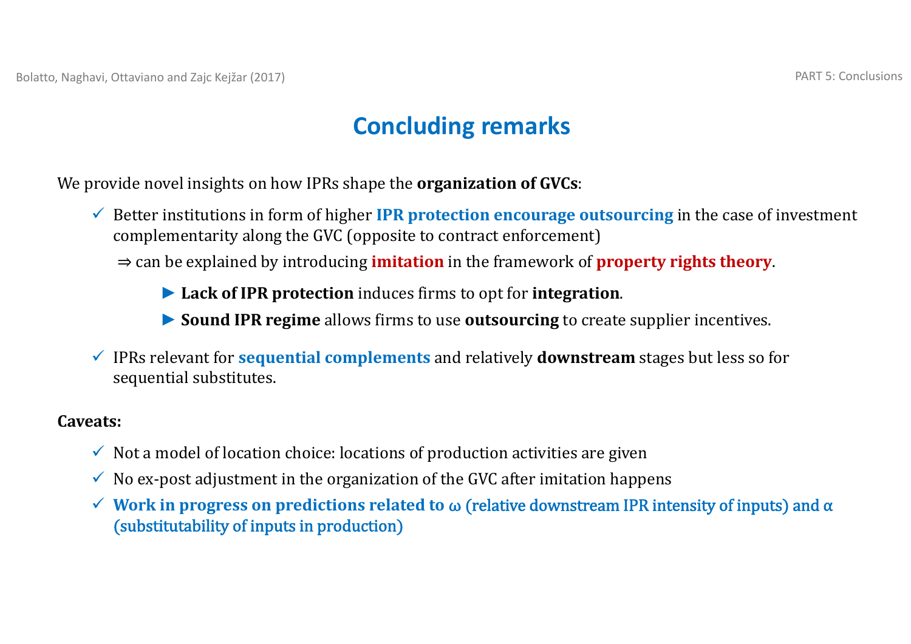# Concluding remarks

We provide novel insights on how IPRs shape the **organization of GVCs**:

- ✓ Better institutions in form of higher **IPR protection encourage outsourcing** in the case of investment complementarity along the GVC (opposite to contract enforcement)
  - ⇒ can be explained by introducing **imitation** in the framework of **property rights theory**.
    - ► **Lack of IPR protection** induces firms to opt for **integration**.
    - ► **Sound IPR regime** allows firms to use **outsourcing** to create supplier incentives.
- ✓ IPRs relevant for **sequential complements** and relatively **downstream** stages but less so for sequential substitutes.

**Caveats:**

- ✓ Not a model of location choice: locations of production activities are given
- ✓ No ex-post adjustment in the organization of the GVC after imitation happens
- ✓ **Work in progress on predictions related to $\omega$ (relative downstream IPR intensity of inputs) and $\alpha$ (substitutability of inputs in production)**